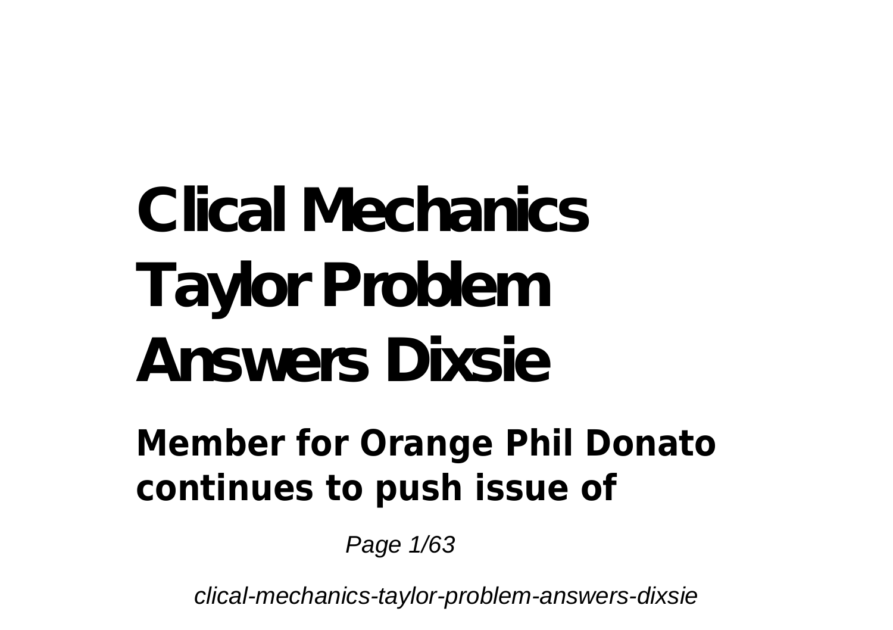# Clical Mechanics Taylor Problem Answers Dixsie

## Member for Orange Phil Donato continues to push issue of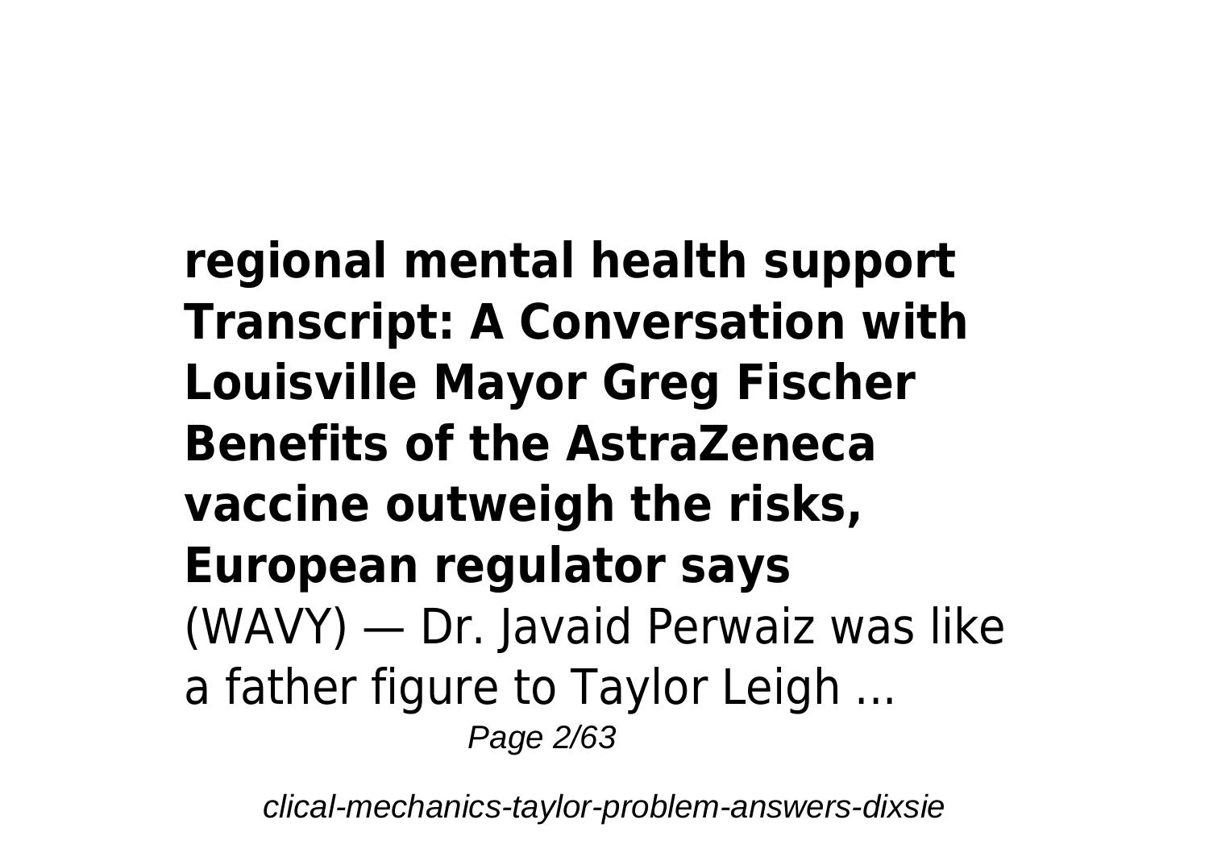**regional mental health support**
**Transcript: A Conversation with Louisville Mayor Greg Fischer**
**Benefits of the AstraZeneca vaccine outweigh the risks, European regulator says**

(WAVY) — Dr. Javaid Perwaiz was like a father figure to Taylor Leigh ...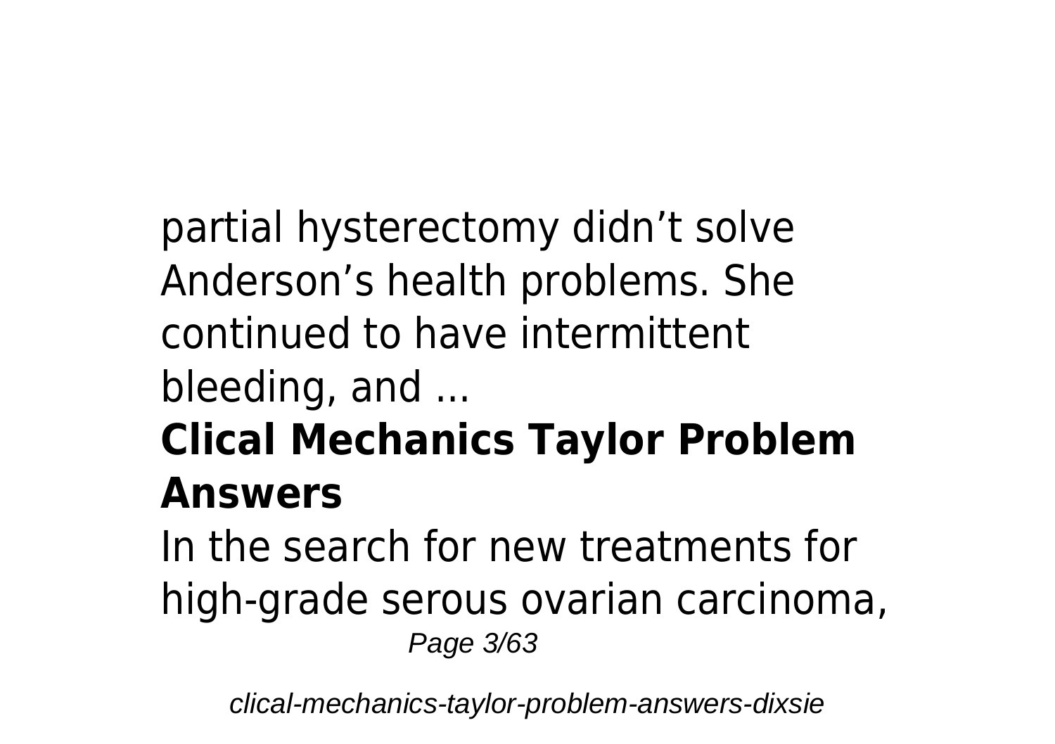partial hysterectomy didn’t solve Anderson’s health problems. She continued to have intermittent bleeding, and ...

## Clical Mechanics Taylor Problem Answers

In the search for new treatments for high-grade serous ovarian carcinoma,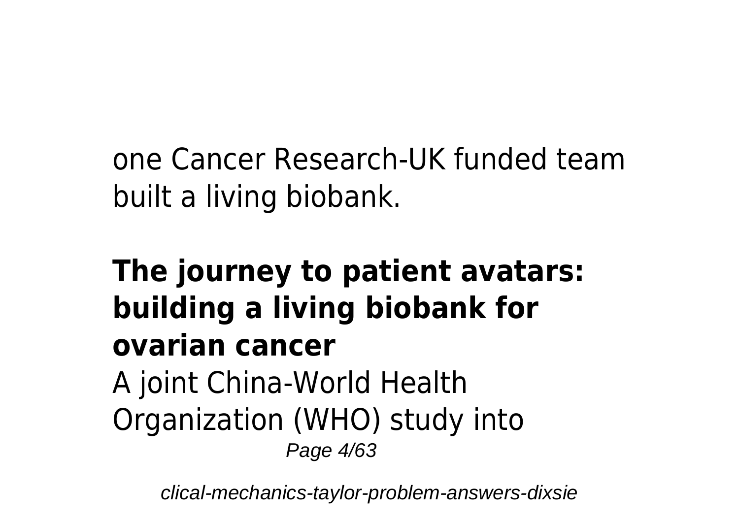one Cancer Research-UK funded team built a living biobank.

**The journey to patient avatars: building a living biobank for ovarian cancer**

A joint China-World Health Organization (WHO) study into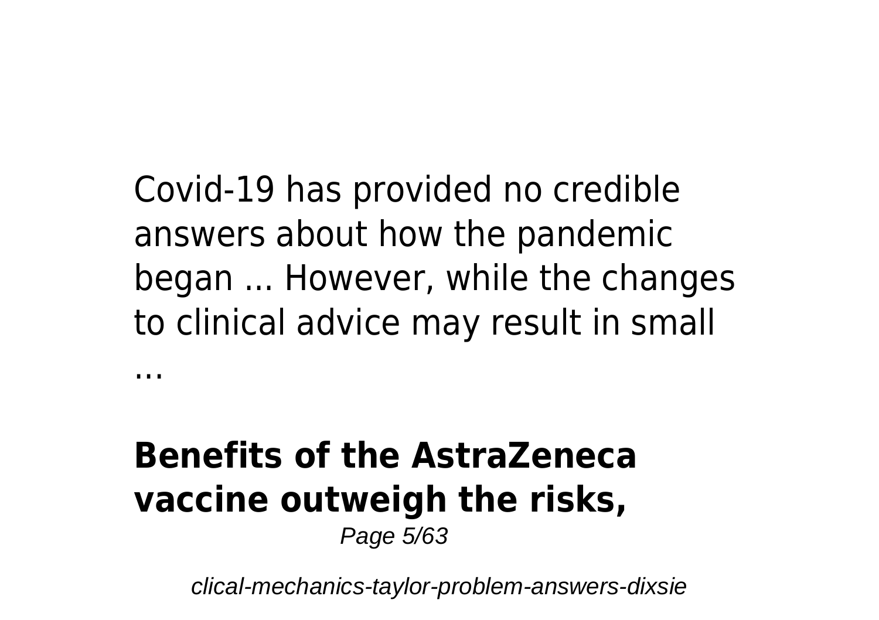Covid-19 has provided no credible answers about how the pandemic began ... However, while the changes to clinical advice may result in small ...

## Benefits of the AstraZeneca vaccine outweigh the risks,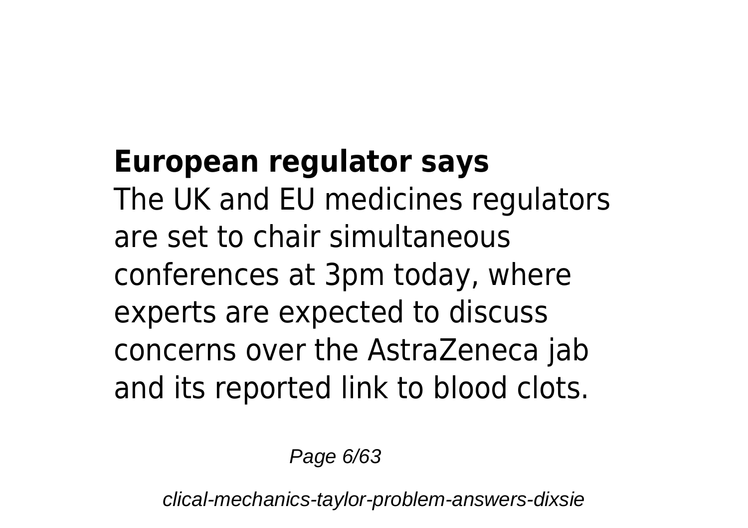**European regulator says**

The UK and EU medicines regulators are set to chair simultaneous conferences at 3pm today, where experts are expected to discuss concerns over the AstraZeneca jab and its reported link to blood clots.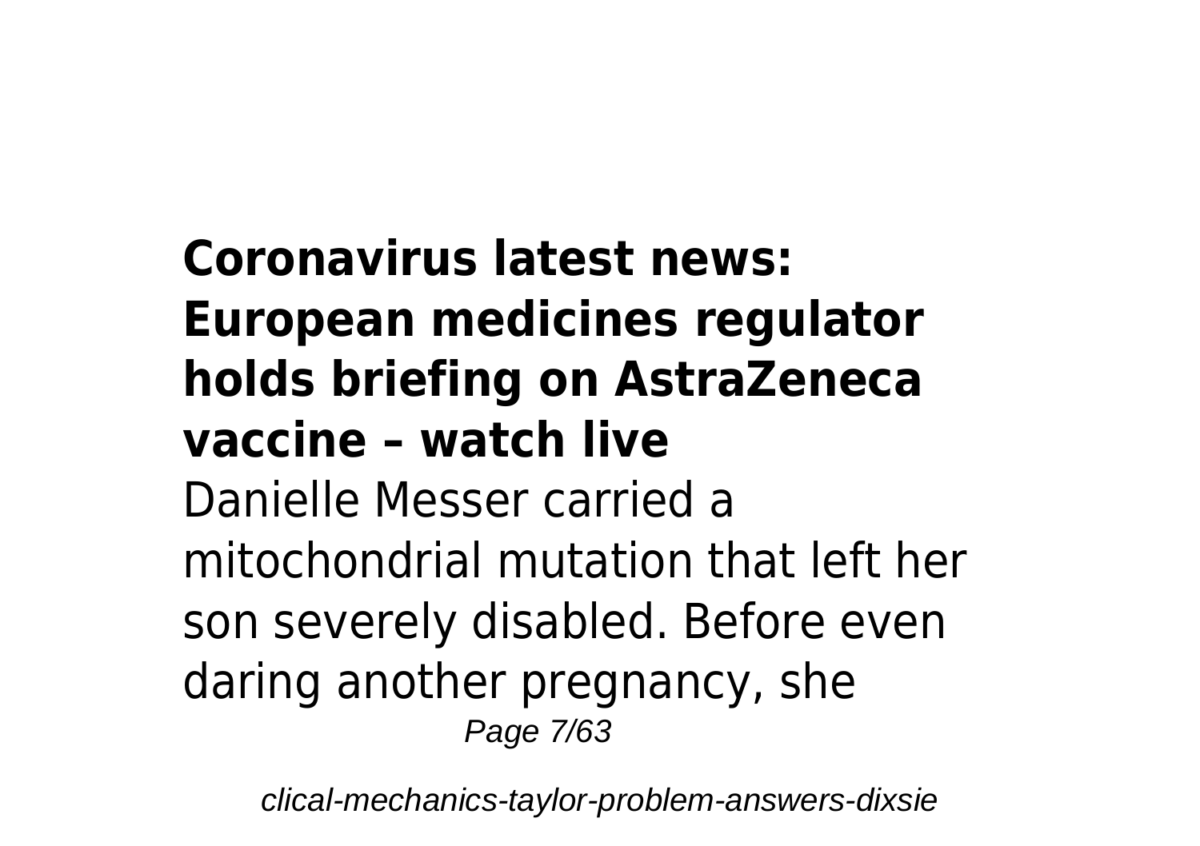**Coronavirus latest news: European medicines regulator holds briefing on AstraZeneca vaccine – watch live**

Danielle Messer carried a mitochondrial mutation that left her son severely disabled. Before even daring another pregnancy, she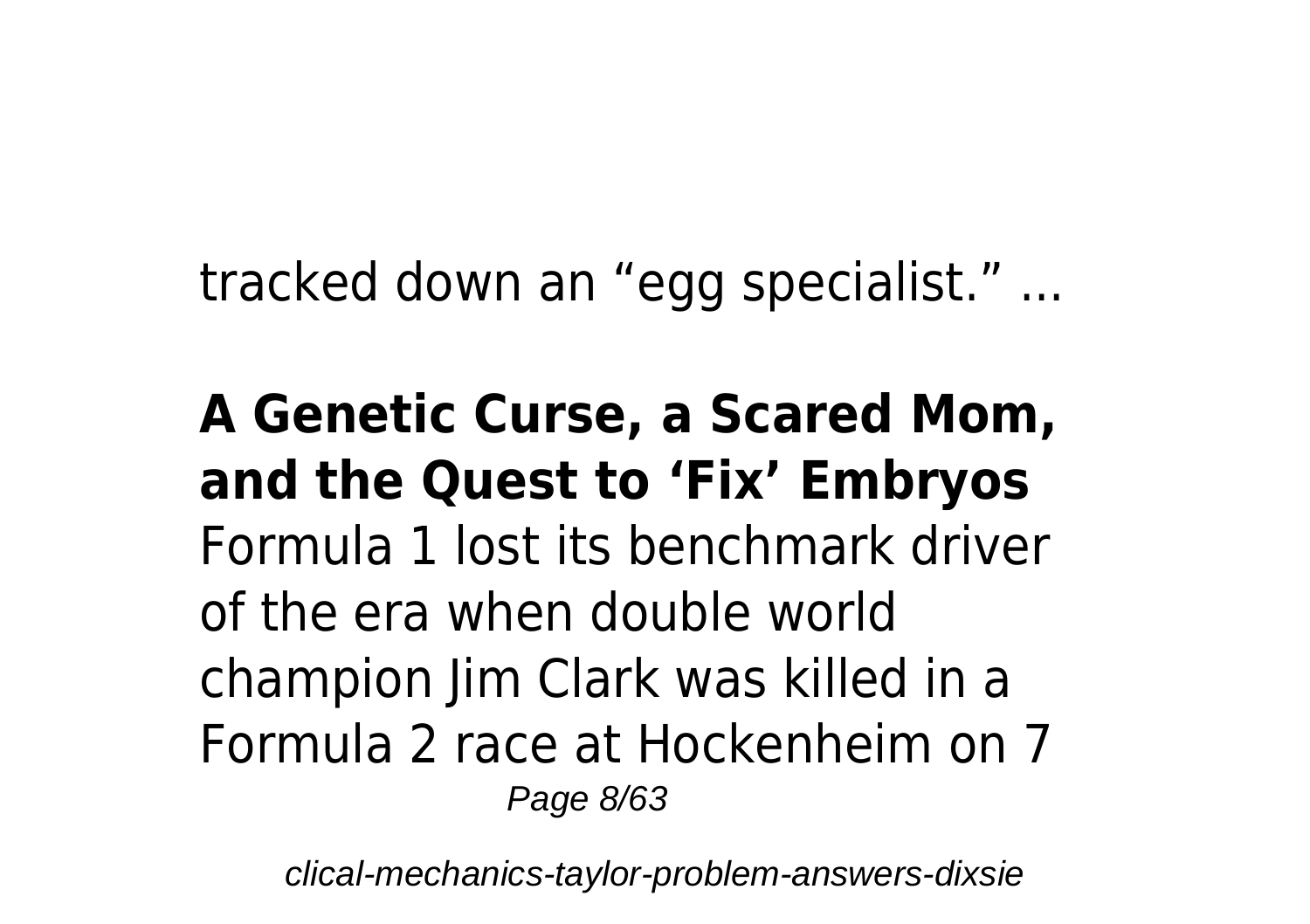tracked down an “egg specialist.” ...

**A Genetic Curse, a Scared Mom, and the Quest to ‘Fix’ Embryos**

Formula 1 lost its benchmark driver of the era when double world champion Jim Clark was killed in a Formula 2 race at Hockenheim on 7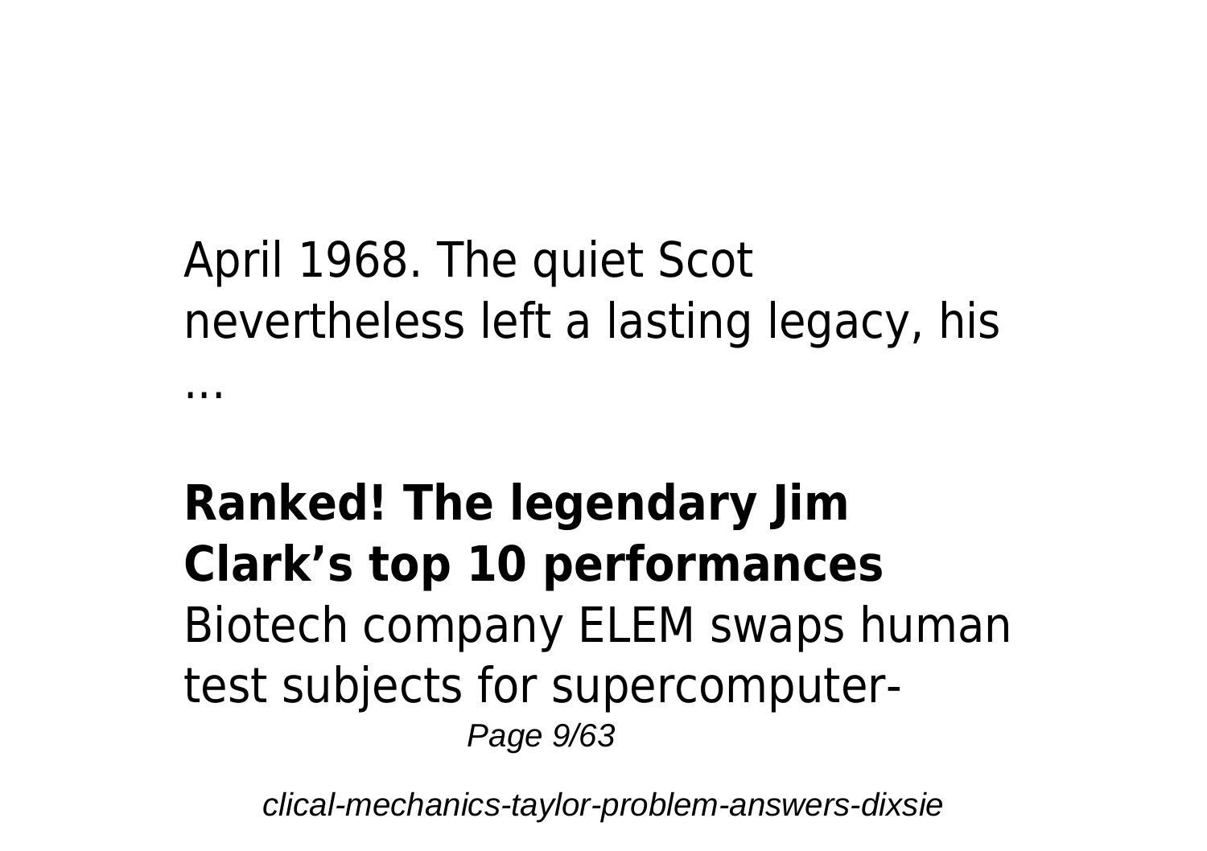April 1968. The quiet Scot nevertheless left a lasting legacy, his ...

**Ranked! The legendary Jim Clark's top 10 performances**

Biotech company ELEM swaps human test subjects for supercomputer-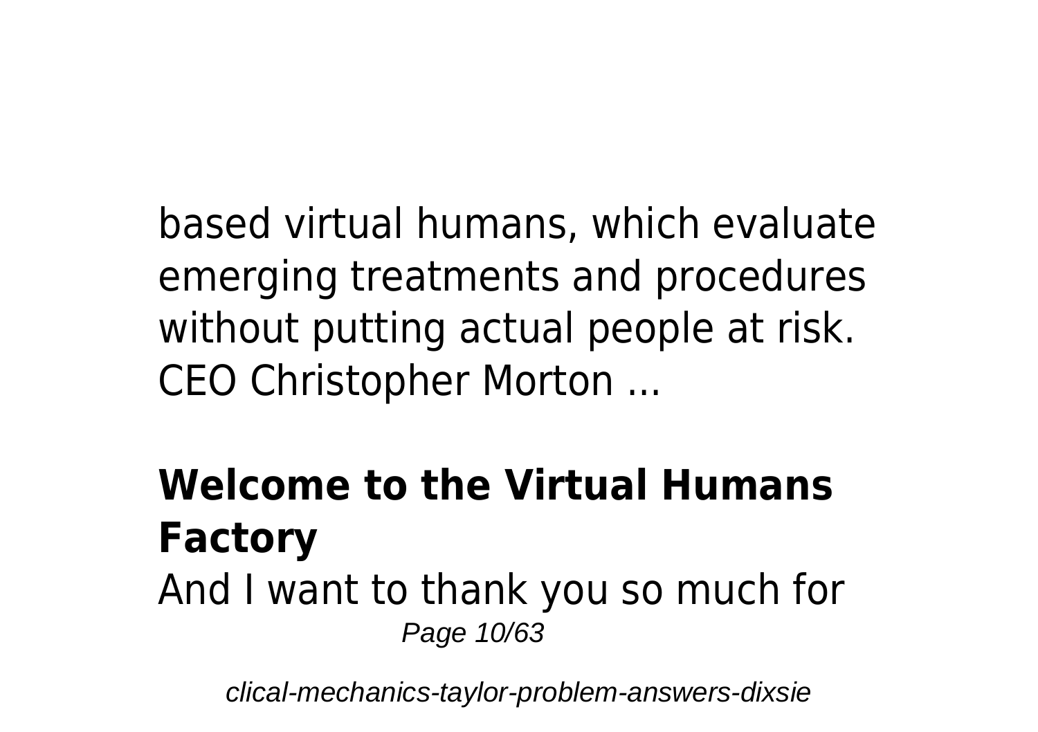based virtual humans, which evaluate emerging treatments and procedures without putting actual people at risk. CEO Christopher Morton ...

## Welcome to the Virtual Humans Factory

And I want to thank you so much for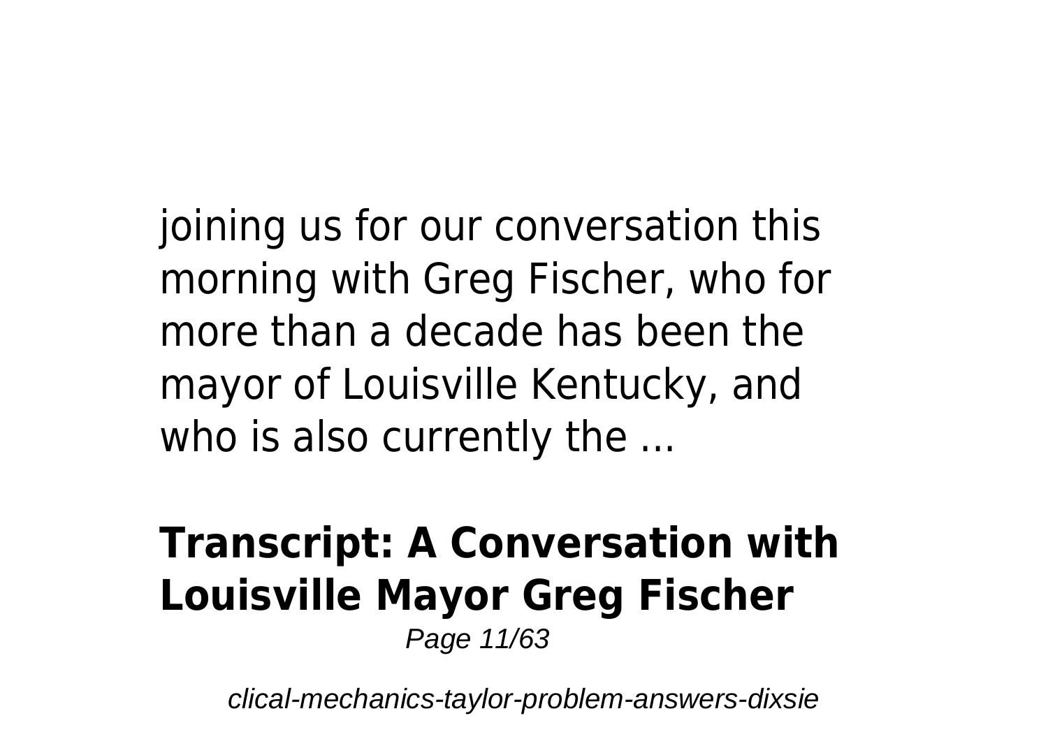joining us for our conversation this morning with Greg Fischer, who for more than a decade has been the mayor of Louisville Kentucky, and who is also currently the ...

## Transcript: A Conversation with Louisville Mayor Greg Fischer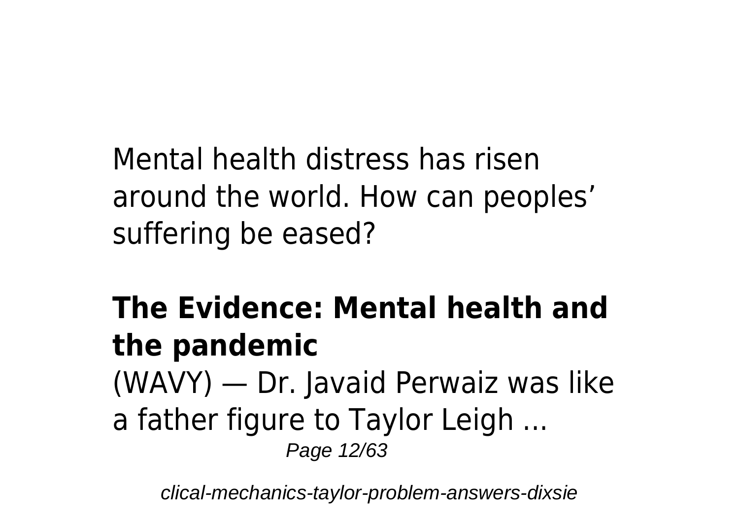Mental health distress has risen around the world. How can peoples' suffering be eased?

**The Evidence: Mental health and the pandemic**

(WAVY) — Dr. Javaid Perwaiz was like a father figure to Taylor Leigh ...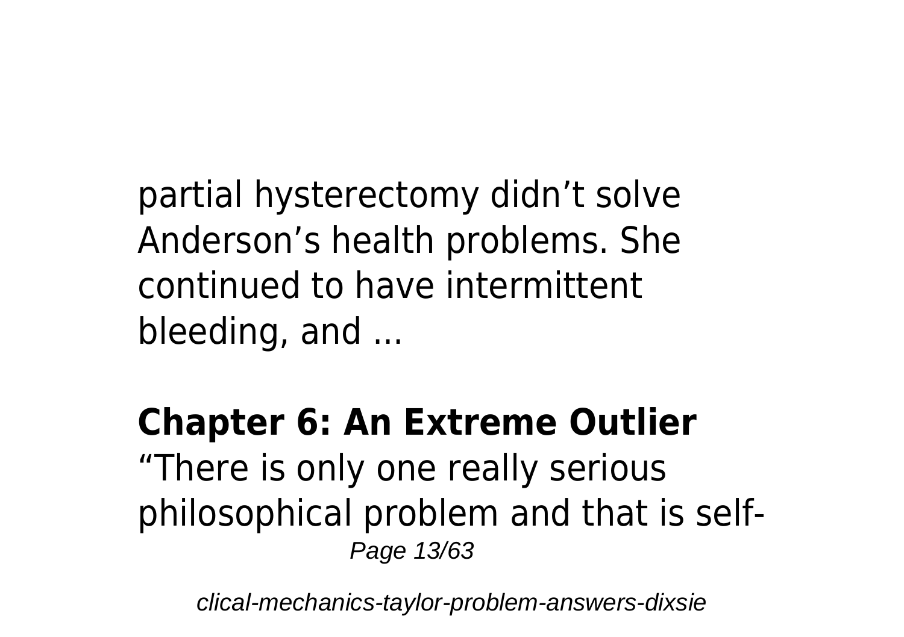partial hysterectomy didn’t solve Anderson’s health problems. She continued to have intermittent bleeding, and ...

## Chapter 6: An Extreme Outlier

“There is only one really serious philosophical problem and that is self-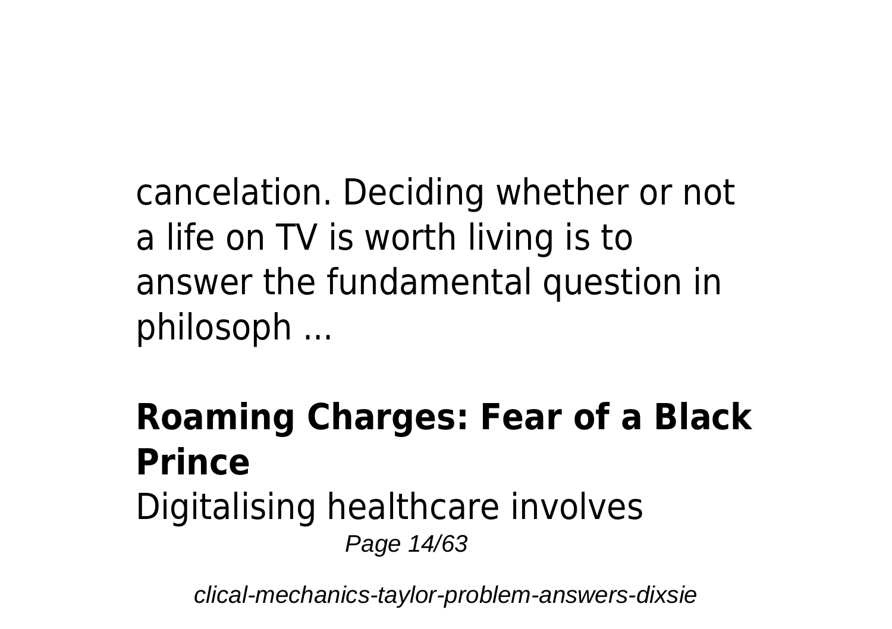cancelation. Deciding whether or not a life on TV is worth living is to answer the fundamental question in philosoph ...

## Roaming Charges: Fear of a Black Prince

Digitalising healthcare involves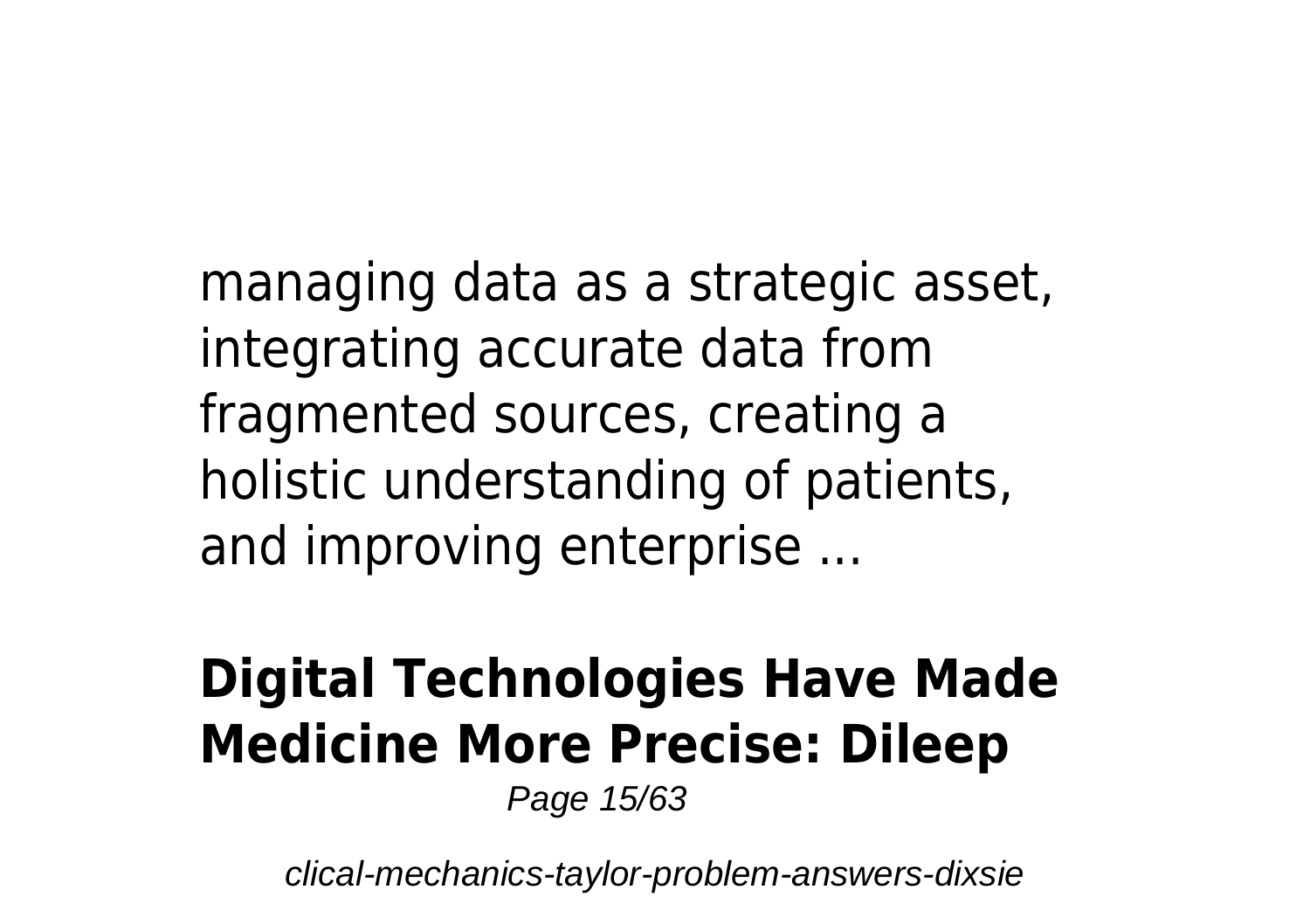managing data as a strategic asset, integrating accurate data from fragmented sources, creating a holistic understanding of patients, and improving enterprise ...

## Digital Technologies Have Made Medicine More Precise: Dileep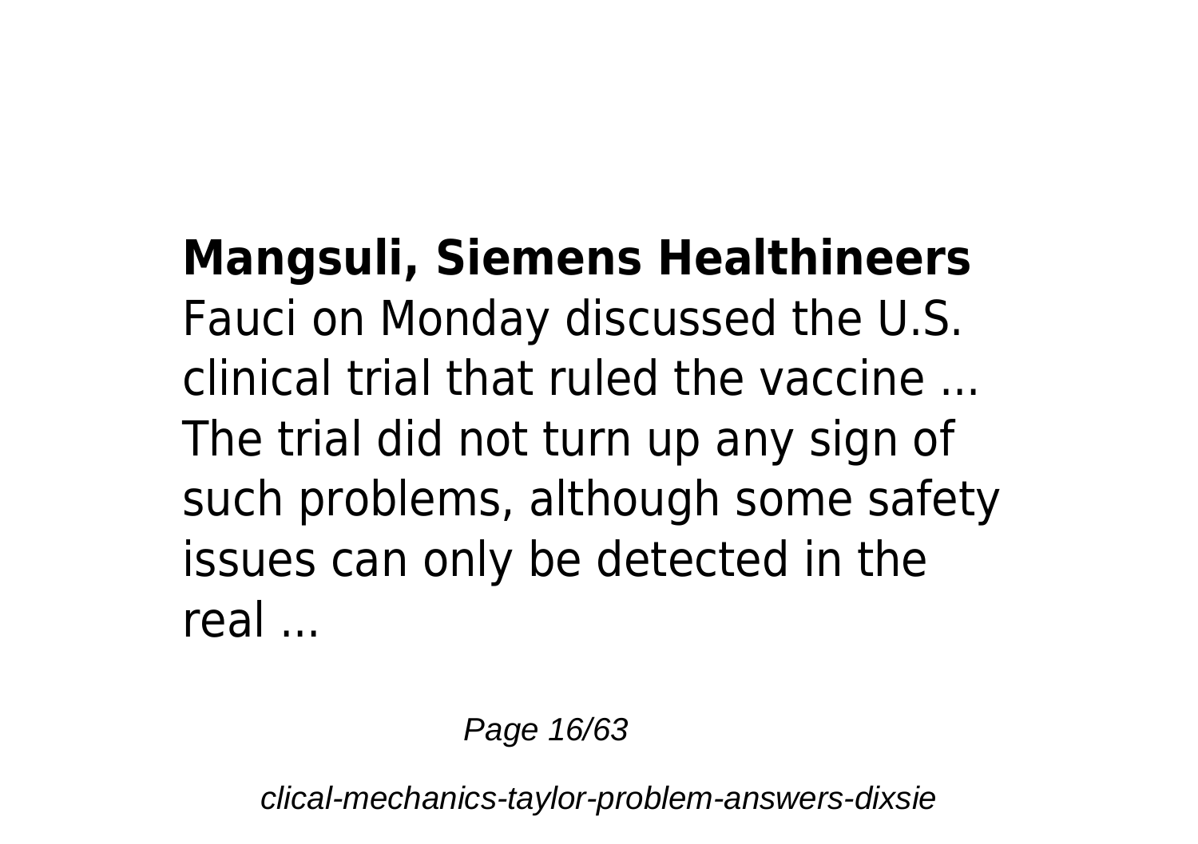**Mangsuli, Siemens Healthineers**

Fauci on Monday discussed the U.S. clinical trial that ruled the vaccine ... The trial did not turn up any sign of such problems, although some safety issues can only be detected in the real ...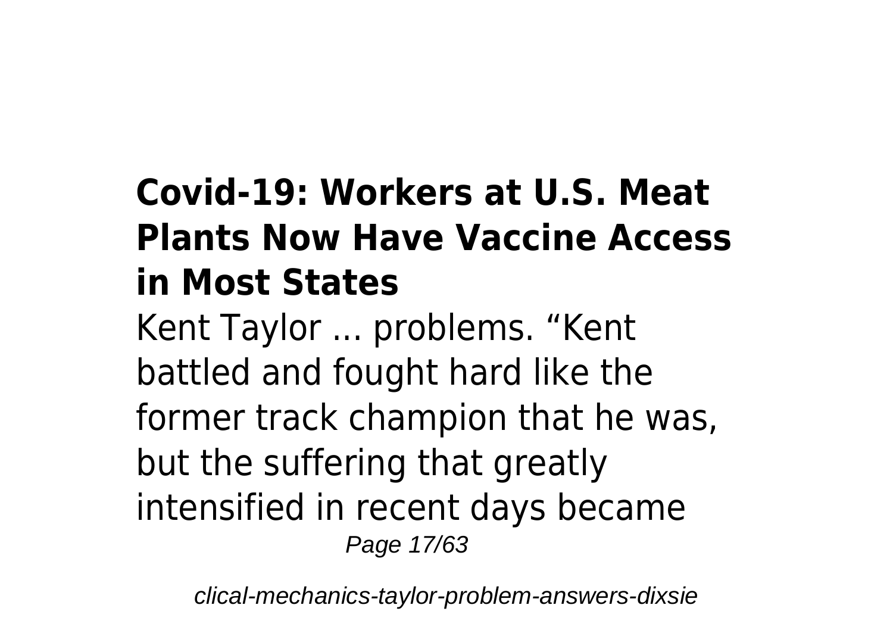## Covid-19: Workers at U.S. Meat Plants Now Have Vaccine Access in Most States

Kent Taylor ... problems. “Kent battled and fought hard like the former track champion that he was, but the suffering that greatly intensified in recent days became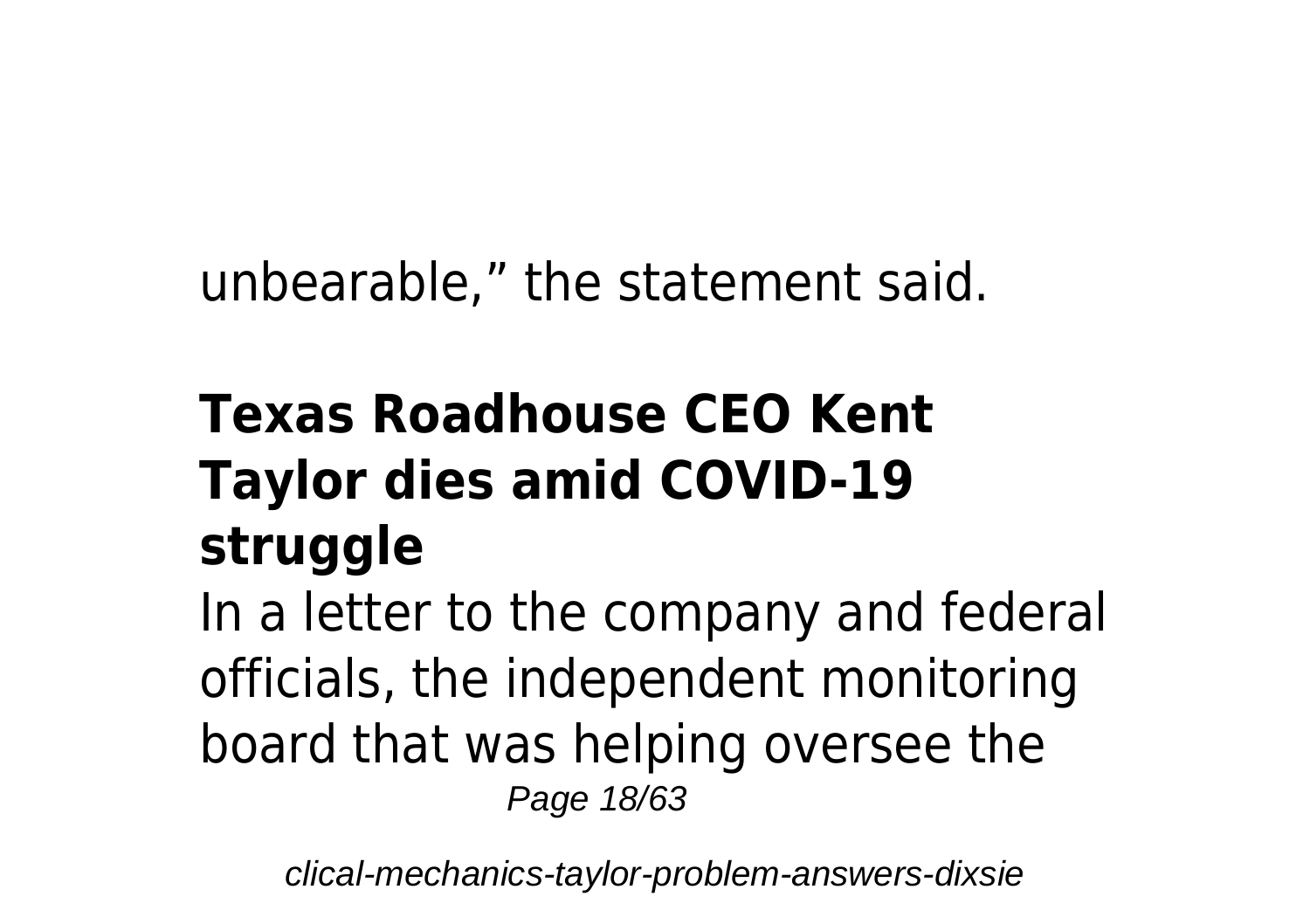unbearable," the statement said.

## Texas Roadhouse CEO Kent Taylor dies amid COVID-19 struggle

In a letter to the company and federal officials, the independent monitoring board that was helping oversee the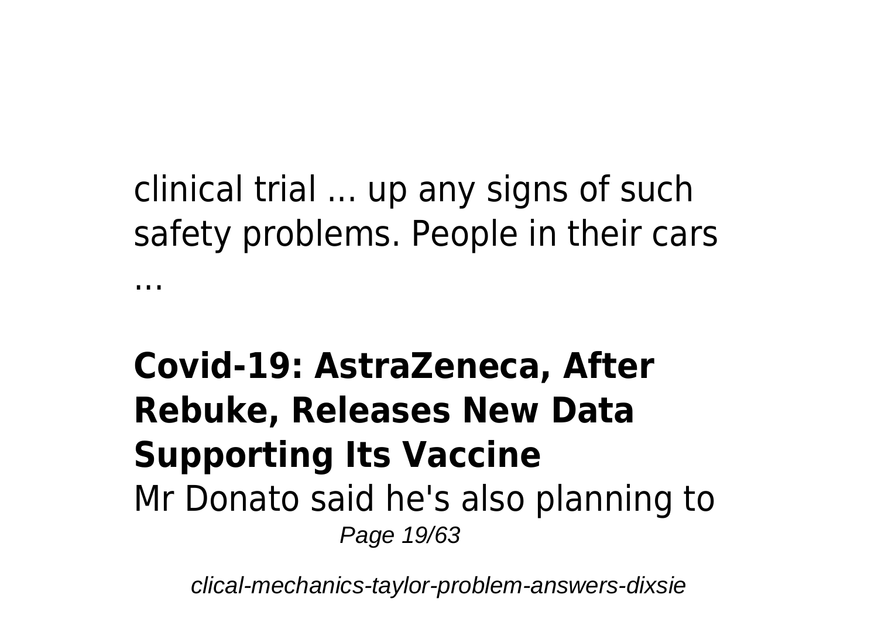clinical trial ... up any signs of such safety problems. People in their cars ...

**Covid-19: AstraZeneca, After Rebuke, Releases New Data Supporting Its Vaccine**

Mr Donato said he's also planning to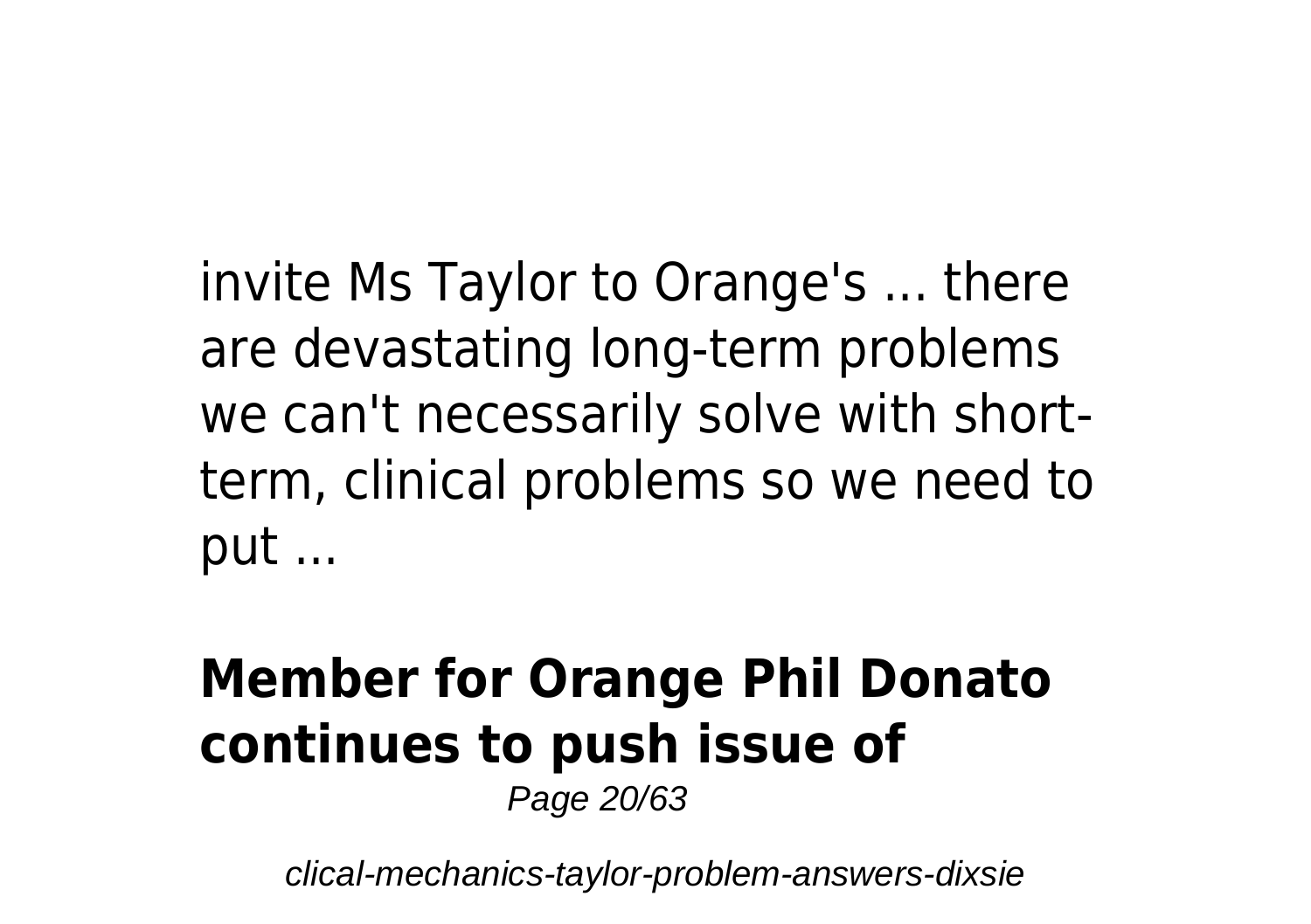invite Ms Taylor to Orange's ... there are devastating long-term problems we can't necessarily solve with short-term, clinical problems so we need to put ...

## Member for Orange Phil Donato continues to push issue of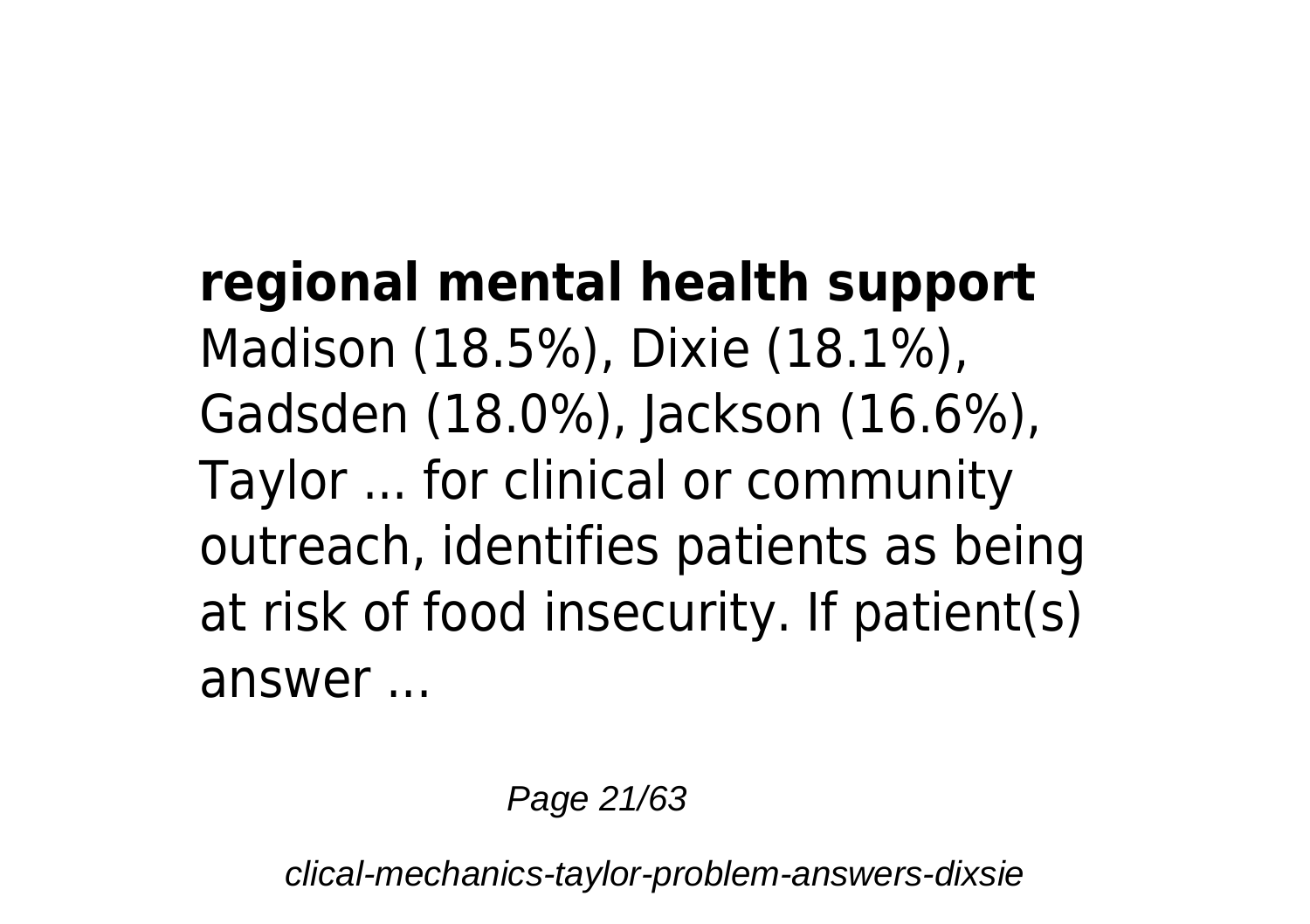**regional mental health support**
Madison (18.5%), Dixie (18.1%), Gadsden (18.0%), Jackson (16.6%), Taylor ... for clinical or community outreach, identifies patients as being at risk of food insecurity. If patient(s) answer ...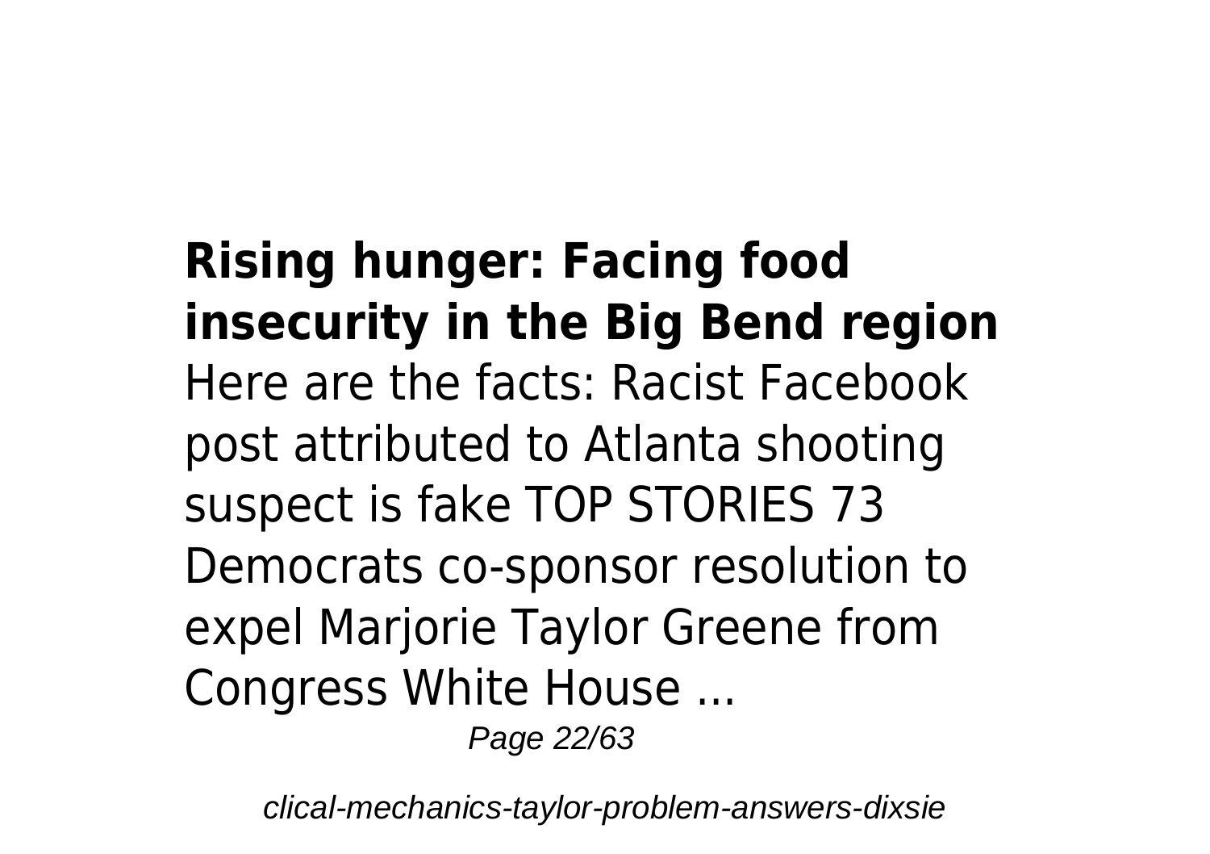**Rising hunger: Facing food insecurity in the Big Bend region**

Here are the facts: Racist Facebook post attributed to Atlanta shooting suspect is fake TOP STORIES 73 Democrats co-sponsor resolution to expel Marjorie Taylor Greene from Congress White House ...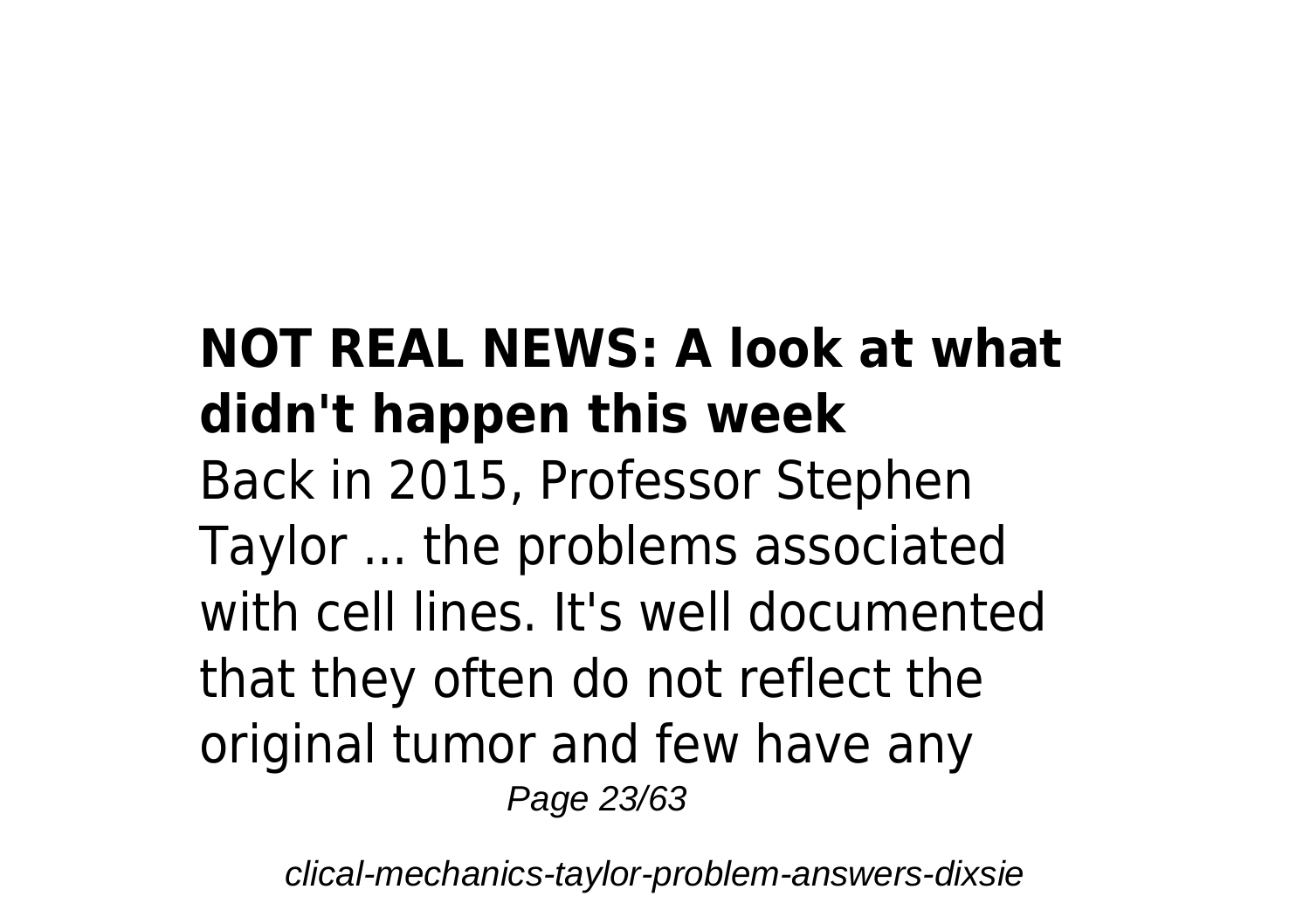**NOT REAL NEWS: A look at what didn't happen this week**

Back in 2015, Professor Stephen Taylor ... the problems associated with cell lines. It's well documented that they often do not reflect the original tumor and few have any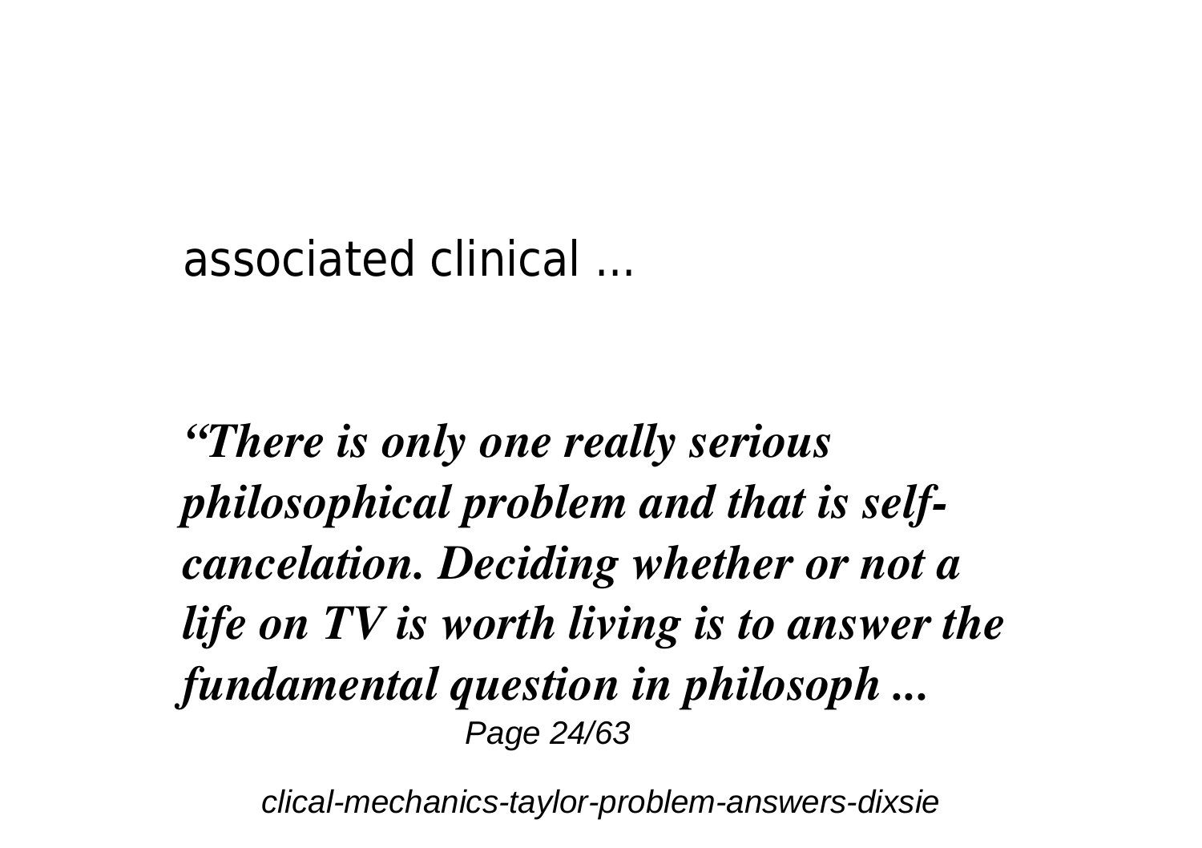associated clinical ...

***“There is only one really serious philosophical problem and that is self-cancelation. Deciding whether or not a life on TV is worth living is to answer the fundamental question in philosoph ...***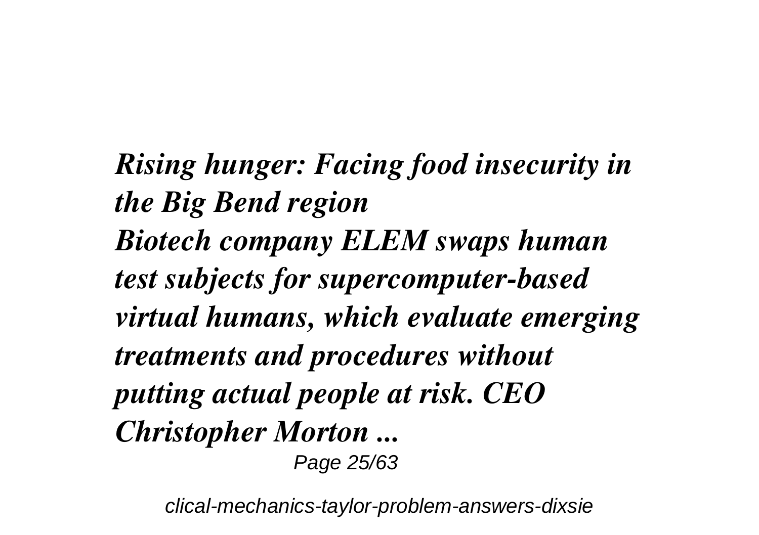*Rising hunger: Facing food insecurity in the Big Bend region*

*Biotech company ELEM swaps human test subjects for supercomputer-based virtual humans, which evaluate emerging treatments and procedures without putting actual people at risk. CEO Christopher Morton ...*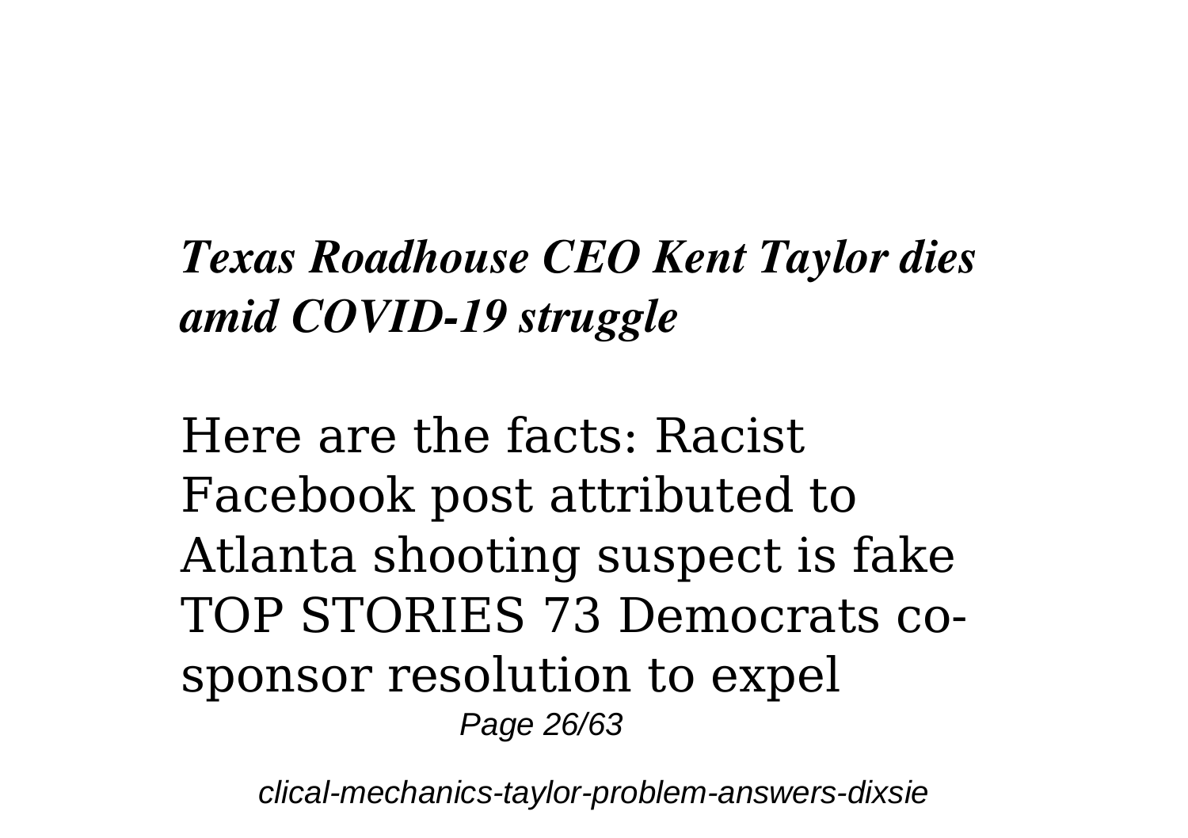***Texas Roadhouse CEO Kent Taylor dies amid COVID-19 struggle***

Here are the facts: Racist Facebook post attributed to Atlanta shooting suspect is fake TOP STORIES 73 Democrats co-sponsor resolution to expel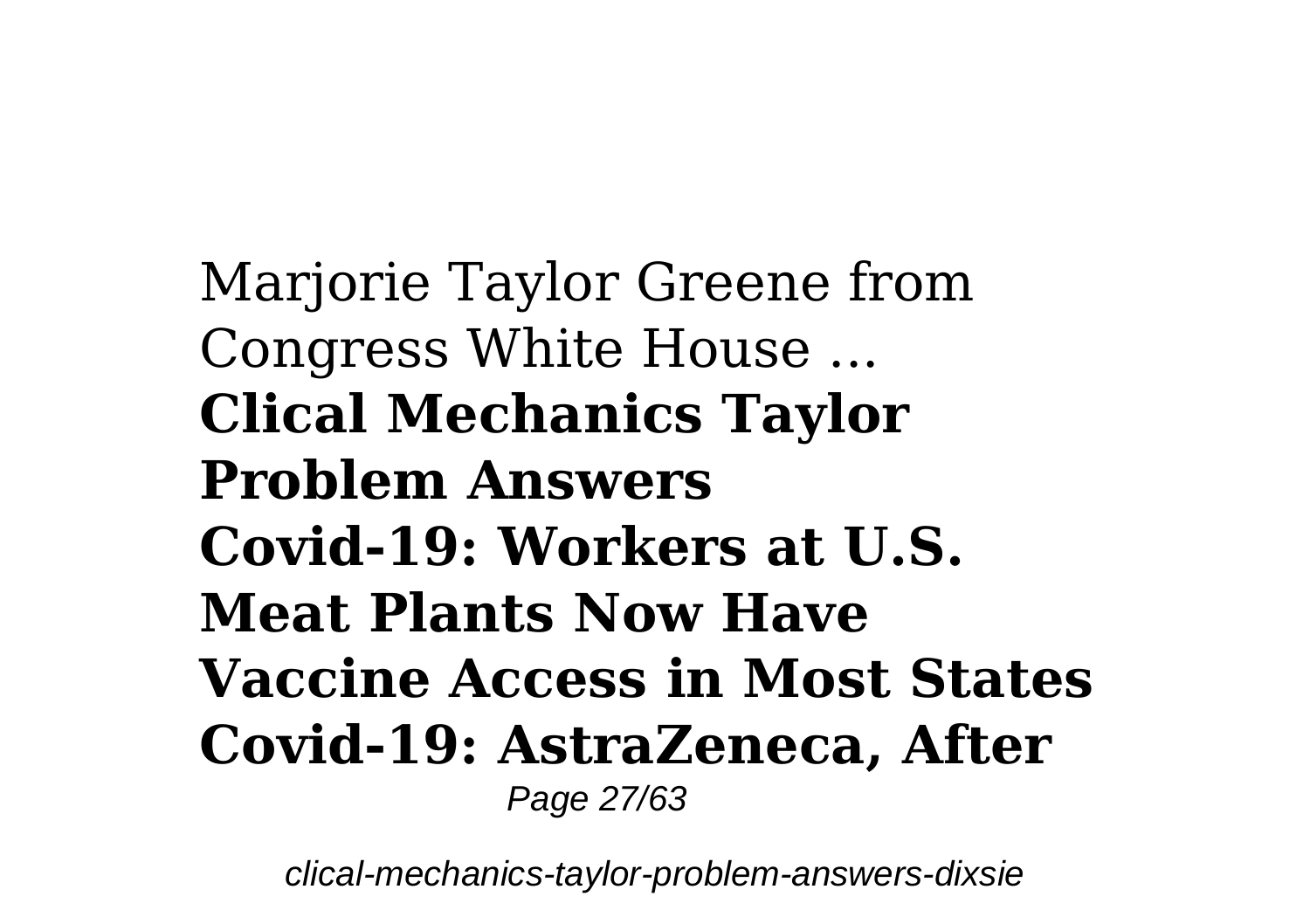Marjorie Taylor Greene from Congress White House ...

**Clical Mechanics Taylor Problem Answers**

**Covid-19: Workers at U.S. Meat Plants Now Have Vaccine Access in Most States**

**Covid-19: AstraZeneca, After**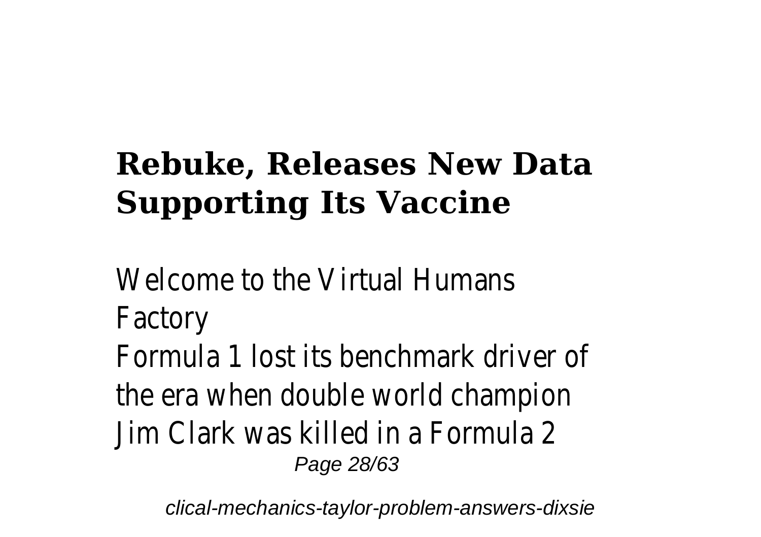## Rebuke, Releases New Data Supporting Its Vaccine

Welcome to the Virtual Humans Factory

Formula 1 lost its benchmark driver of the era when double world champion Jim Clark was killed in a Formula 2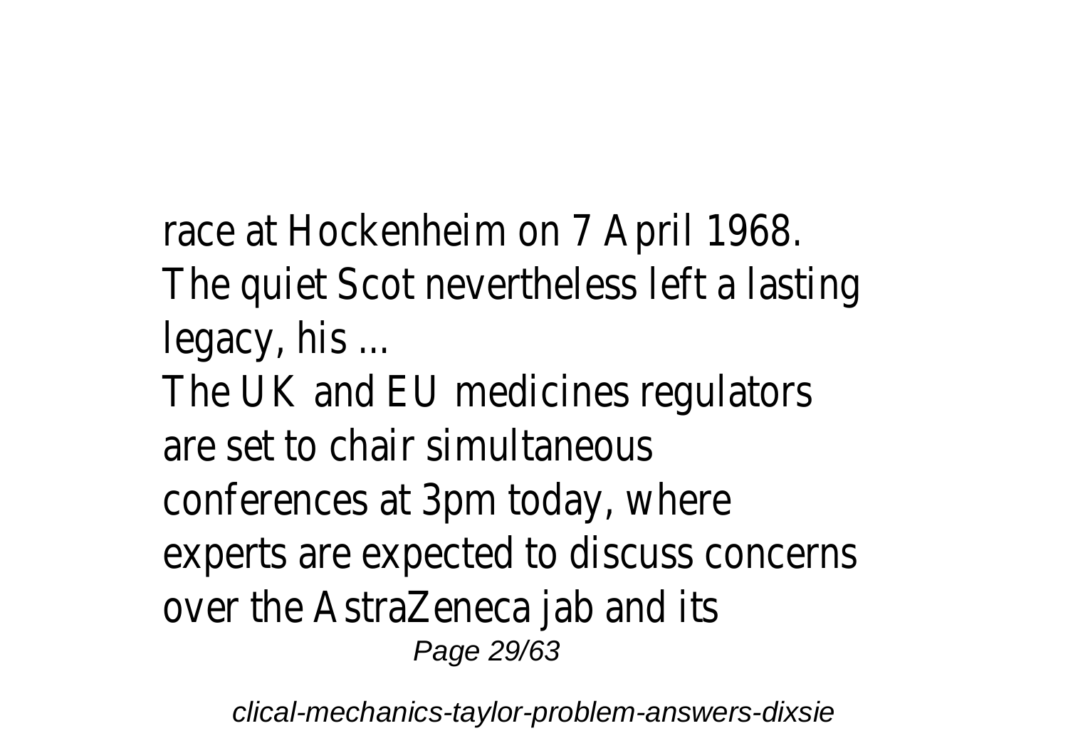race at Hockenheim on 7 April 1968. The quiet Scot nevertheless left a lasting legacy, his ...

The UK and EU medicines regulators are set to chair simultaneous conferences at 3pm today, where experts are expected to discuss concerns over the AstraZeneca jab and its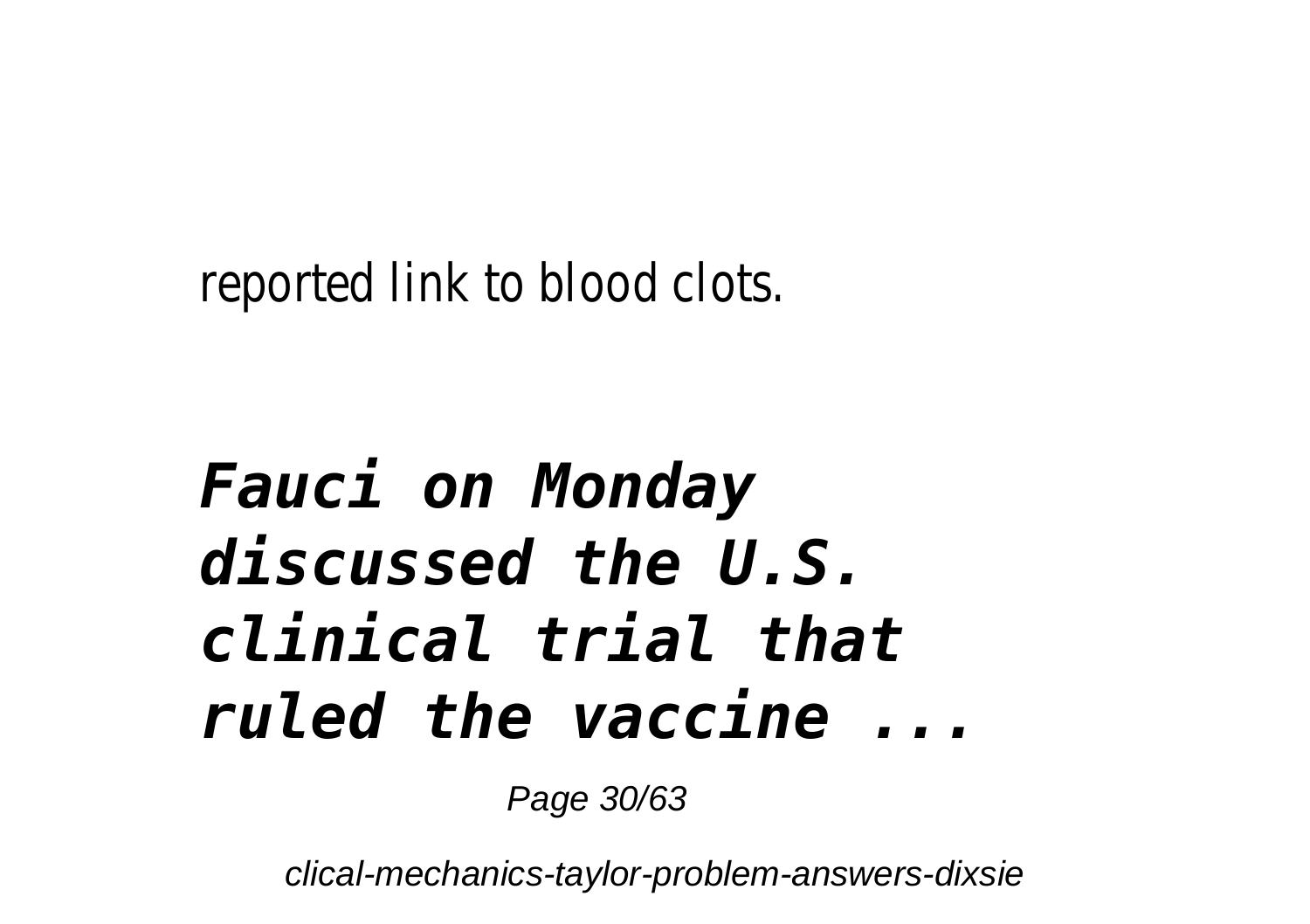reported link to blood clots.

## *Fauci on Monday discussed the U.S. clinical trial that ruled the vaccine ...*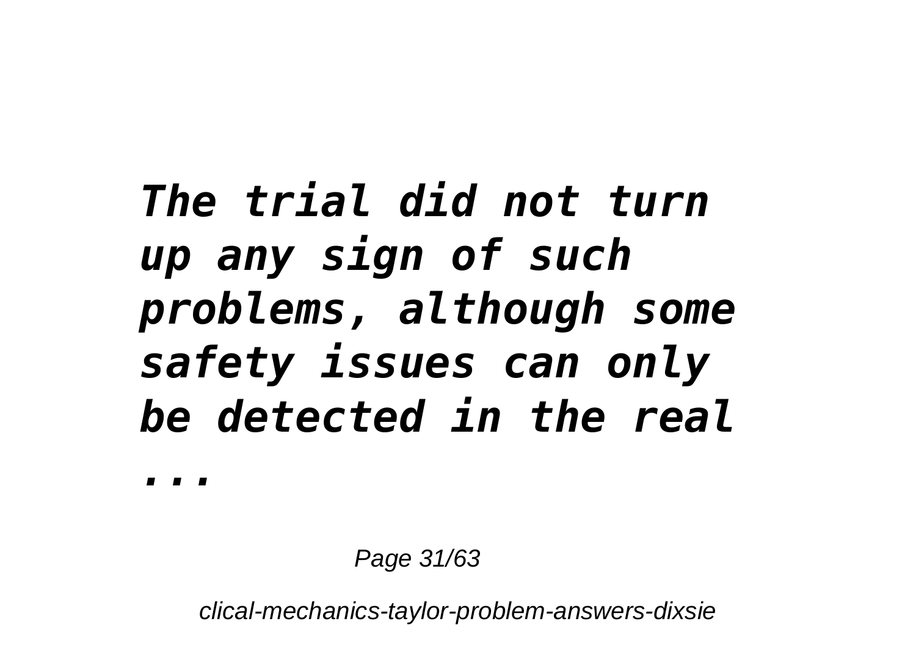***The trial did not turn up any sign of such problems, although some safety issues can only be detected in the real ...***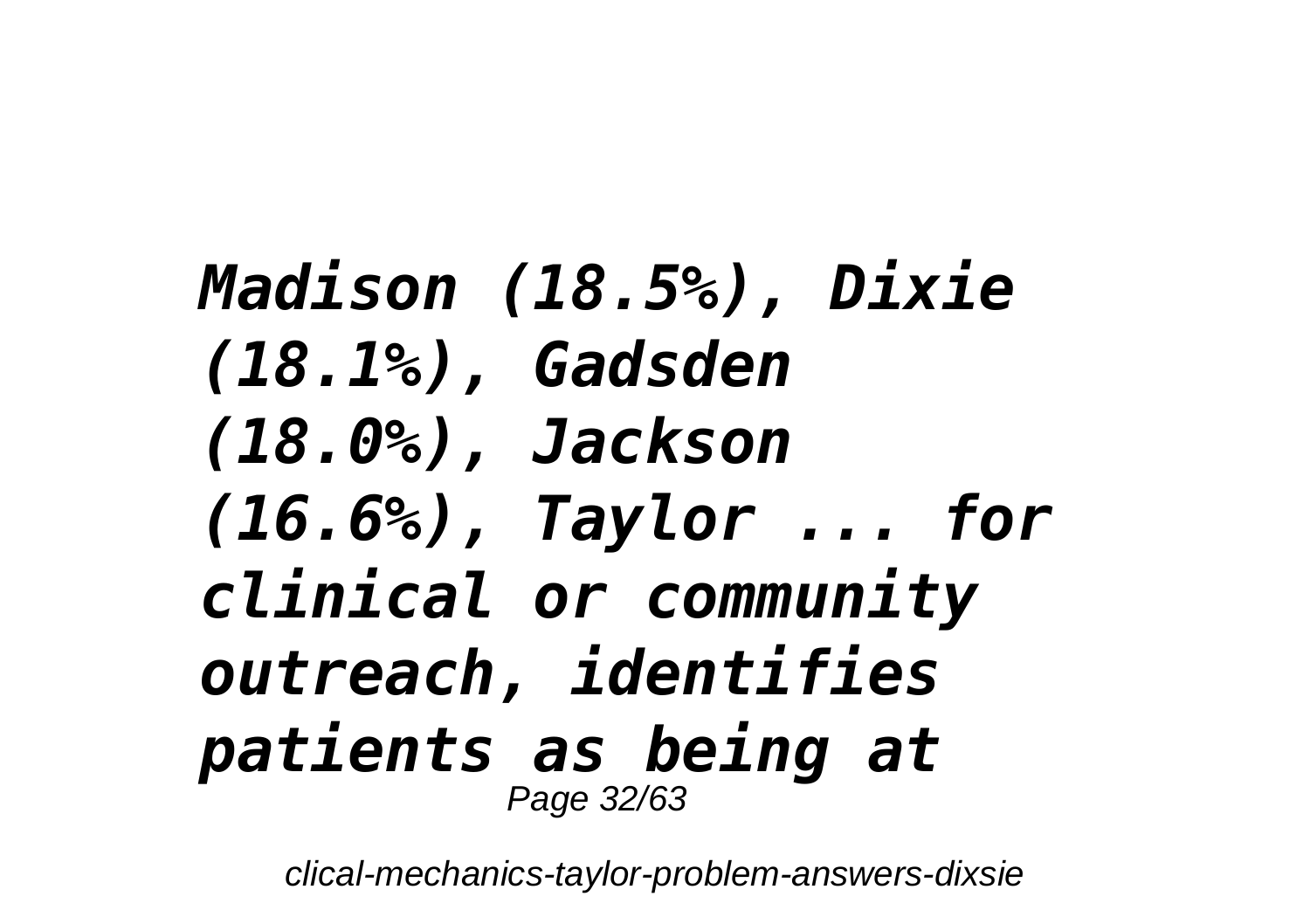***Madison (18.5%), Dixie (18.1%), Gadsden (18.0%), Jackson (16.6%), Taylor ... for clinical or community outreach, identifies patients as being at***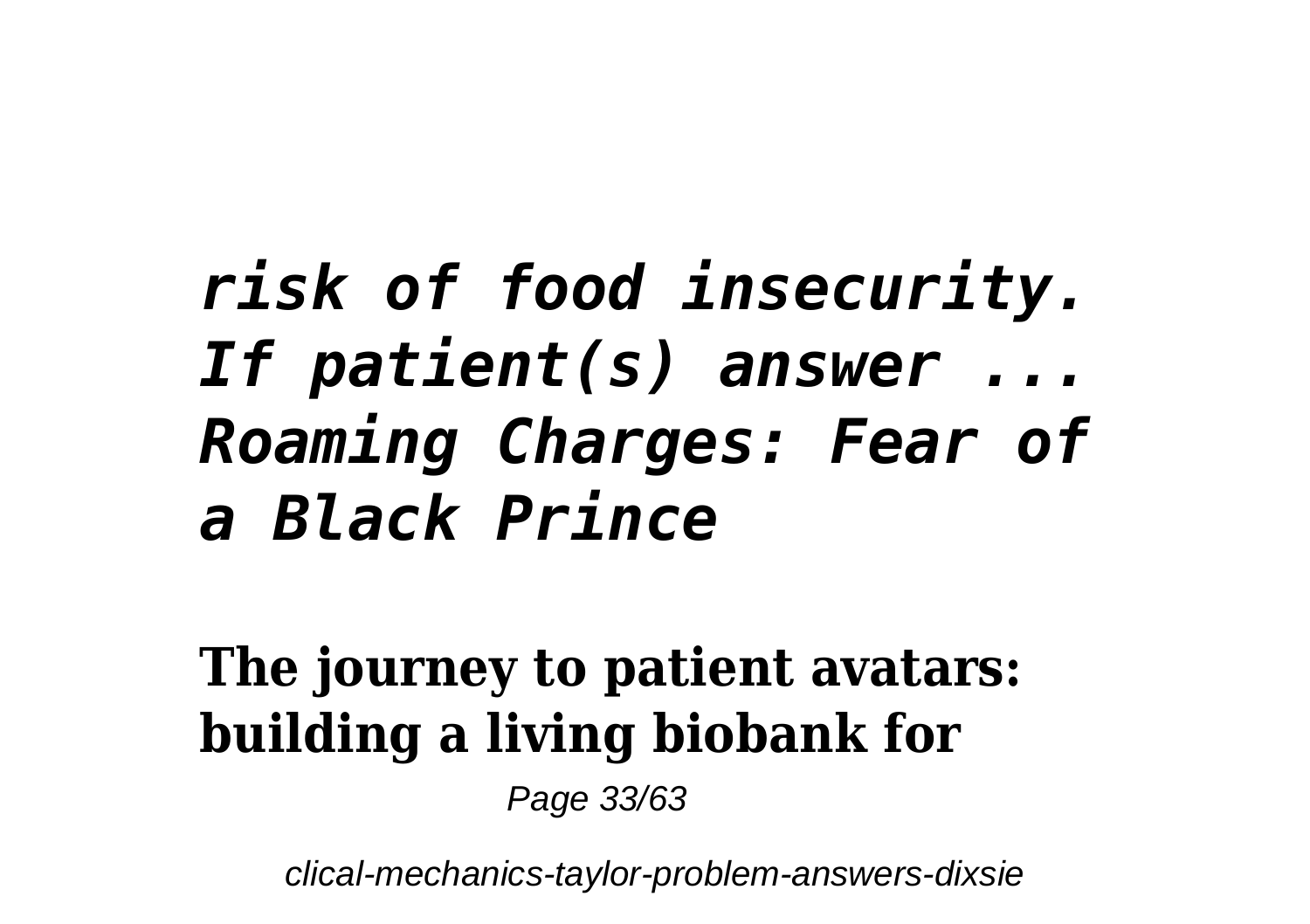*risk of food insecurity. If patient(s) answer ... Roaming Charges: Fear of a Black Prince*

**The journey to patient avatars: building a living biobank for**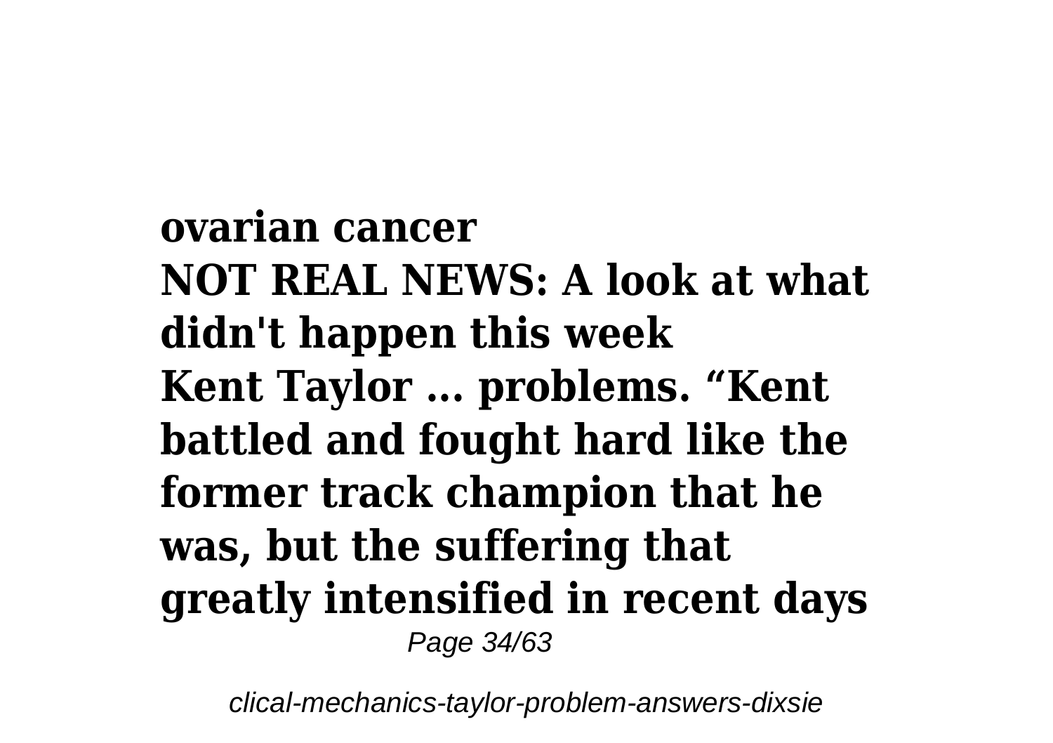**ovarian cancer**
**NOT REAL NEWS: A look at what didn't happen this week**
**Kent Taylor ... problems. "Kent battled and fought hard like the former track champion that he was, but the suffering that greatly intensified in recent days**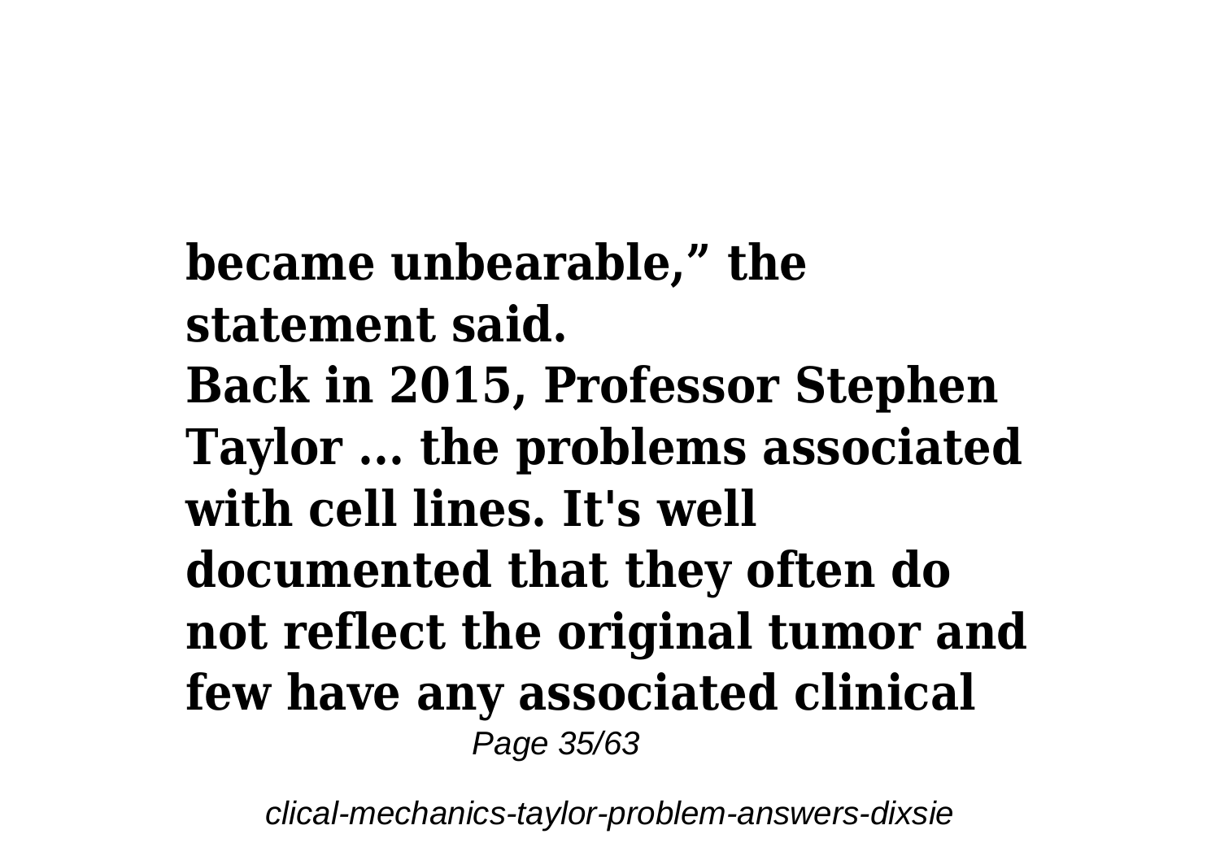**became unbearable," the statement said.**

**Back in 2015, Professor Stephen Taylor ... the problems associated with cell lines. It's well documented that they often do not reflect the original tumor and few have any associated clinical**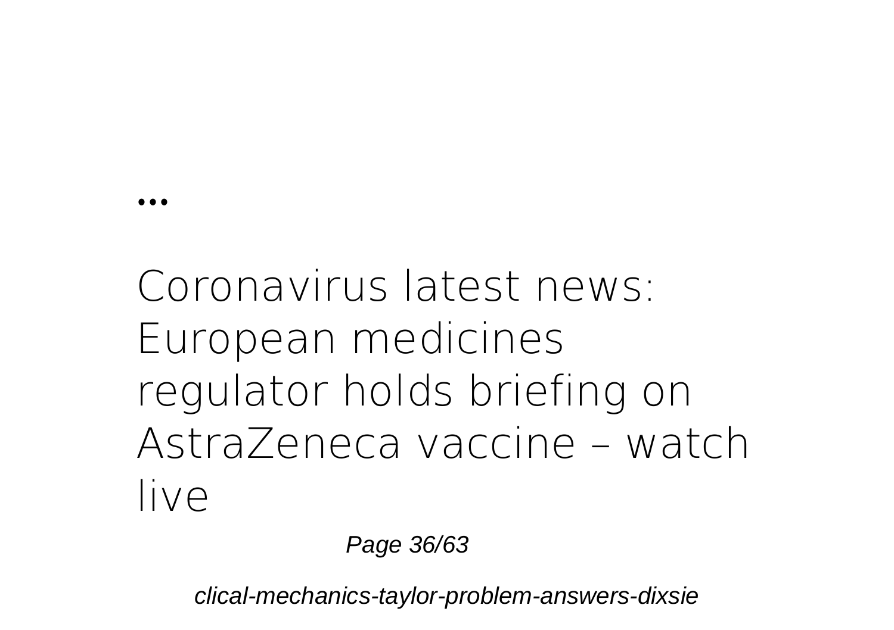...

## Coronavirus latest news: European medicines regulator holds briefing on AstraZeneca vaccine – watch live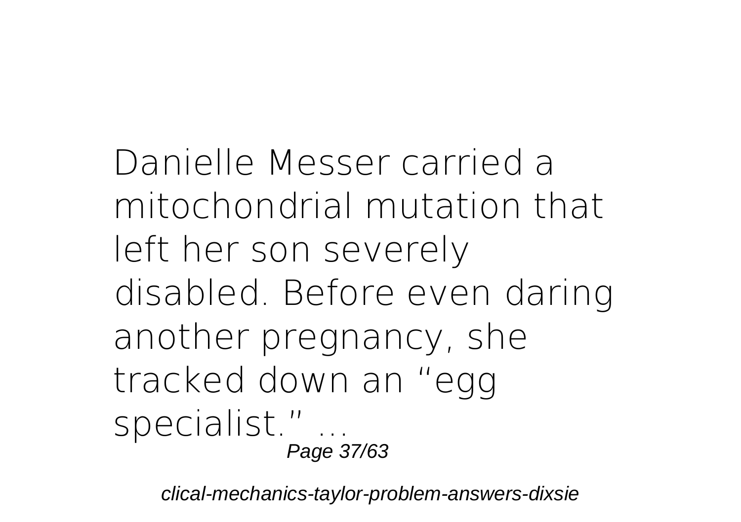Danielle Messer carried a mitochondrial mutation that left her son severely disabled. Before even daring another pregnancy, she tracked down an "egg specialist." ...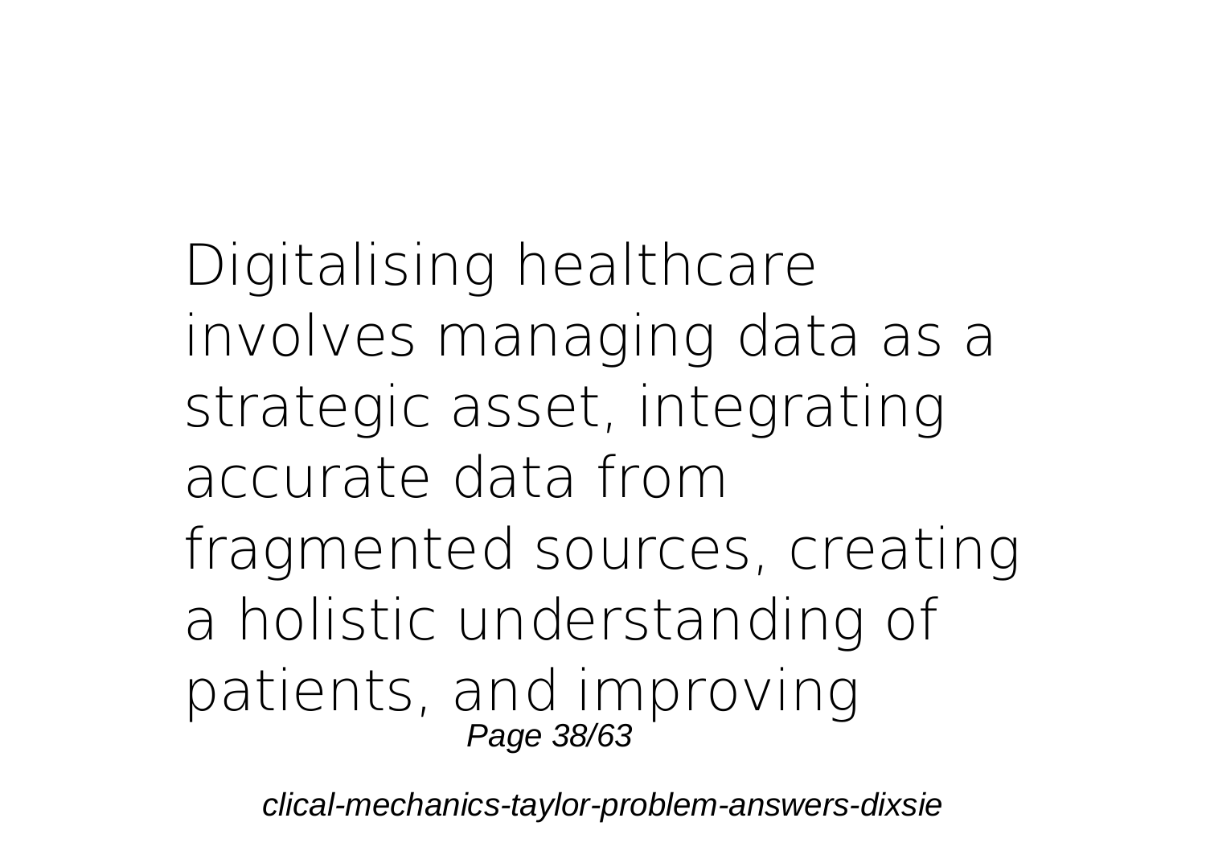Digitalising healthcare involves managing data as a strategic asset, integrating accurate data from fragmented sources, creating a holistic understanding of patients, and improving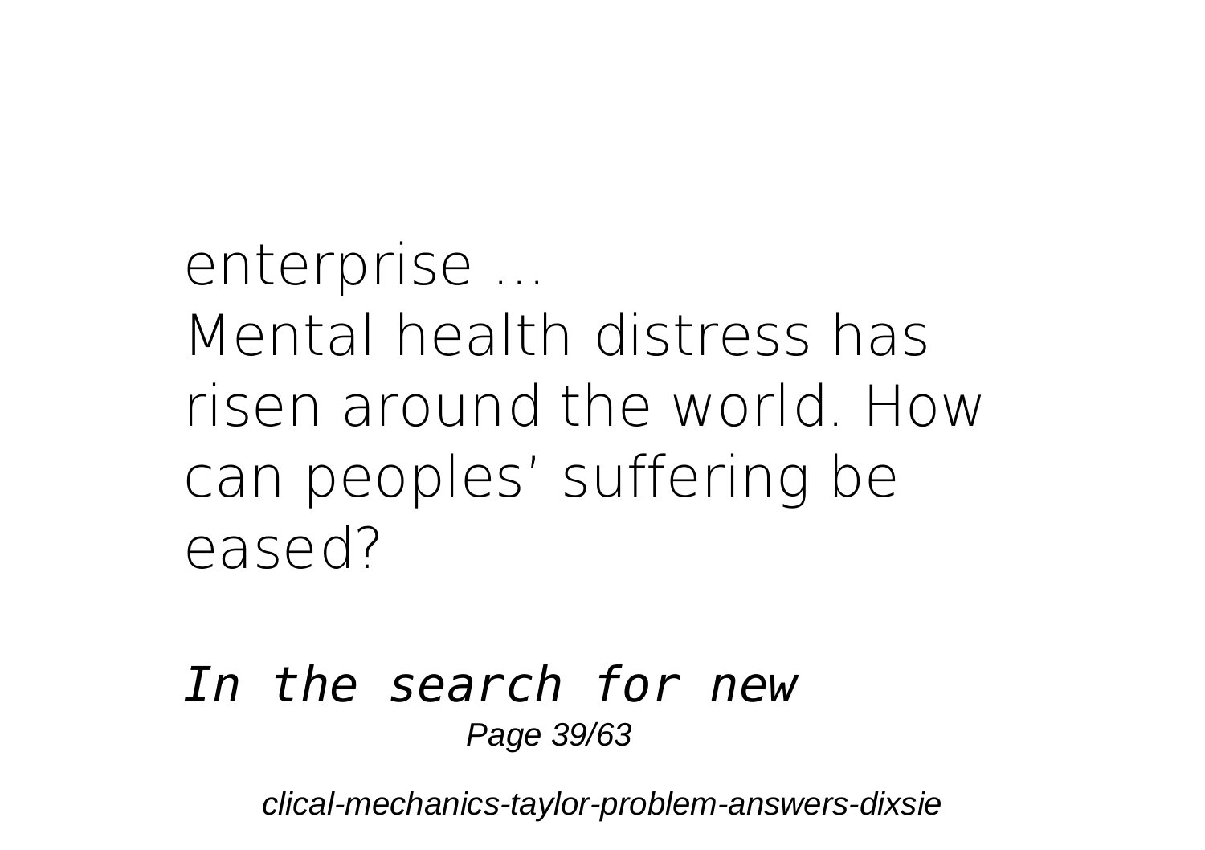enterprise ...
Mental health distress has risen around the world. How can peoples' suffering be eased?

*In the search for new*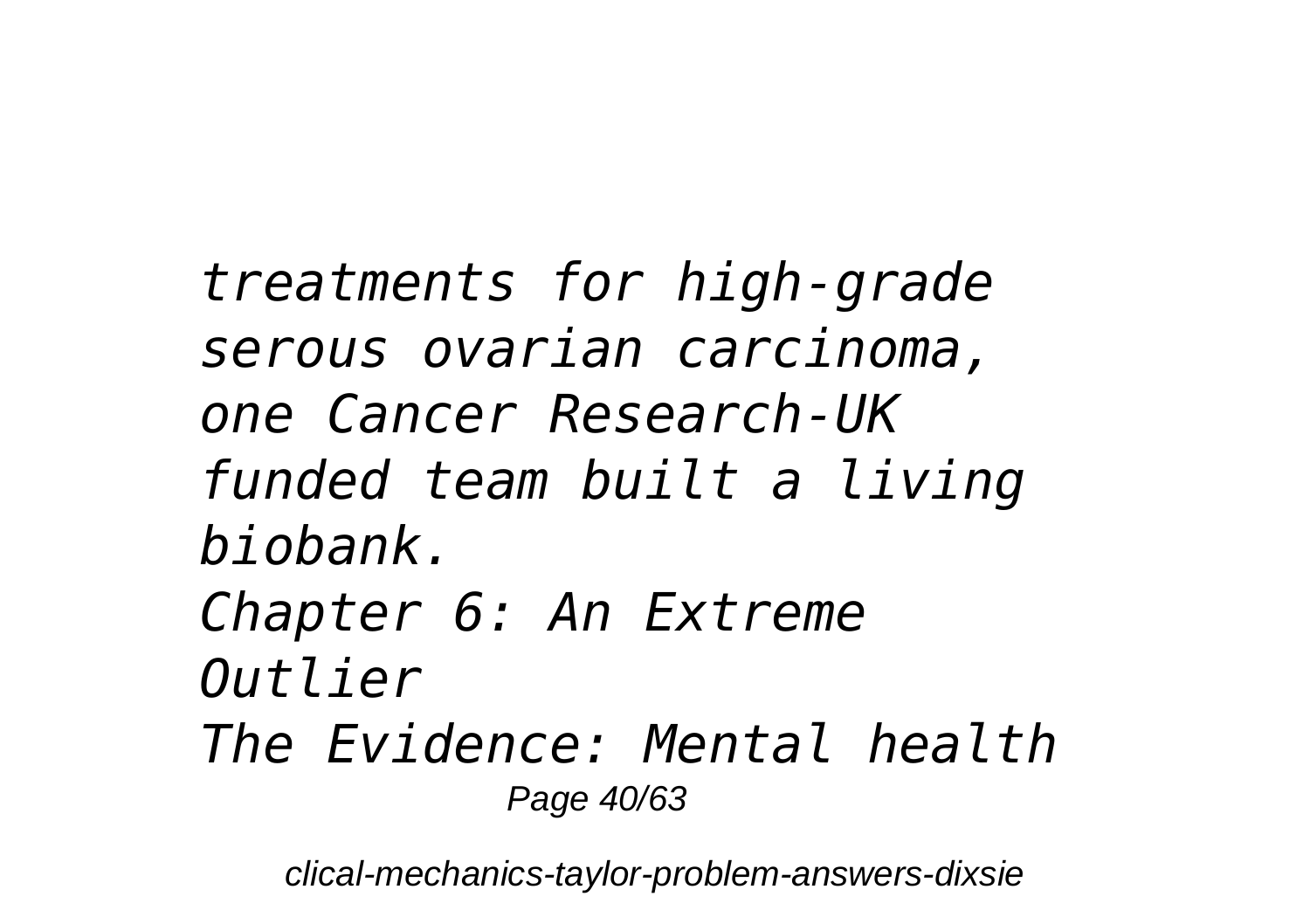*treatments for high-grade serous ovarian carcinoma, one Cancer Research-UK funded team built a living biobank.*

*Chapter 6: An Extreme Outlier*

*The Evidence: Mental health*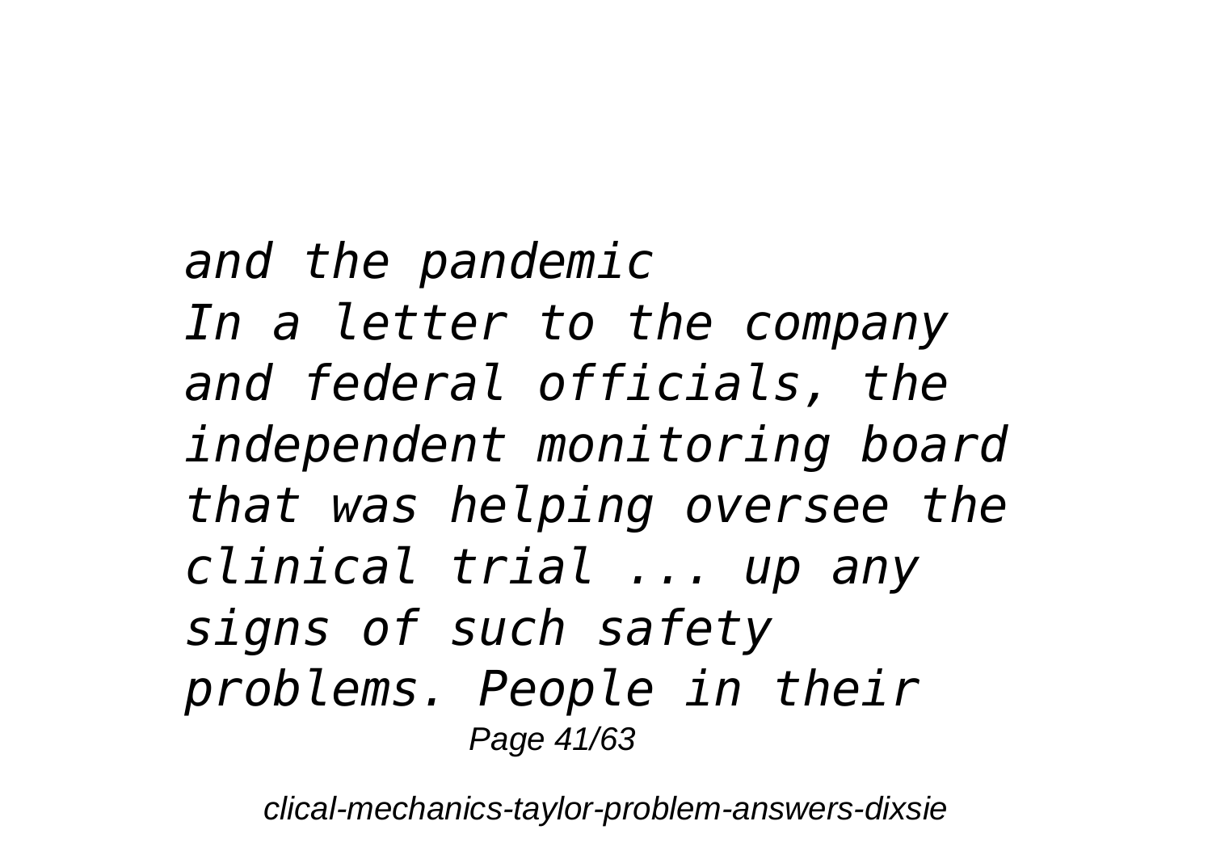*and the pandemic*
*In a letter to the company and federal officials, the independent monitoring board that was helping oversee the clinical trial ... up any signs of such safety problems. People in their*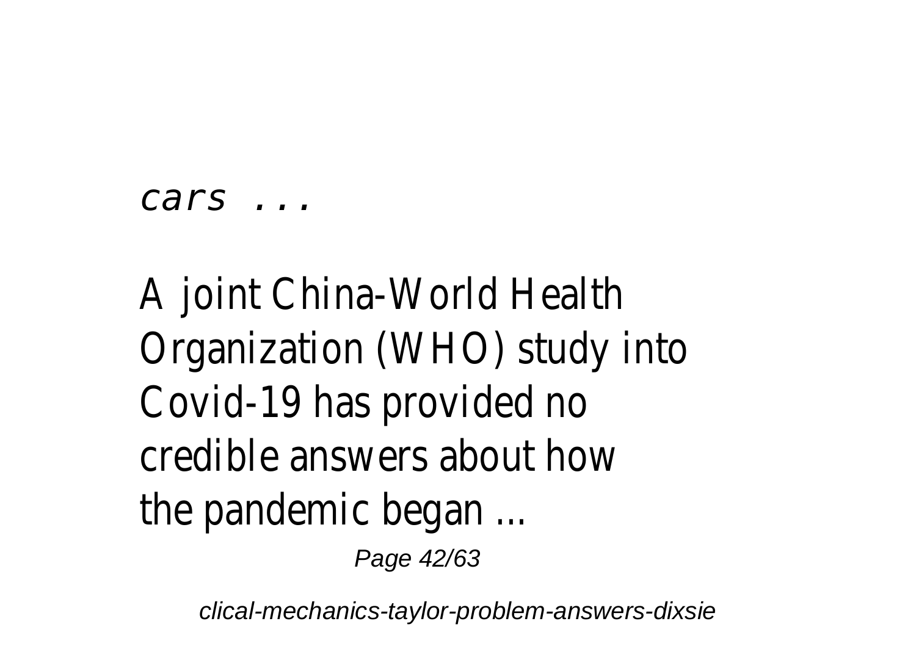*cars ...*

A joint China-World Health Organization (WHO) study into Covid-19 has provided no credible answers about how the pandemic began ...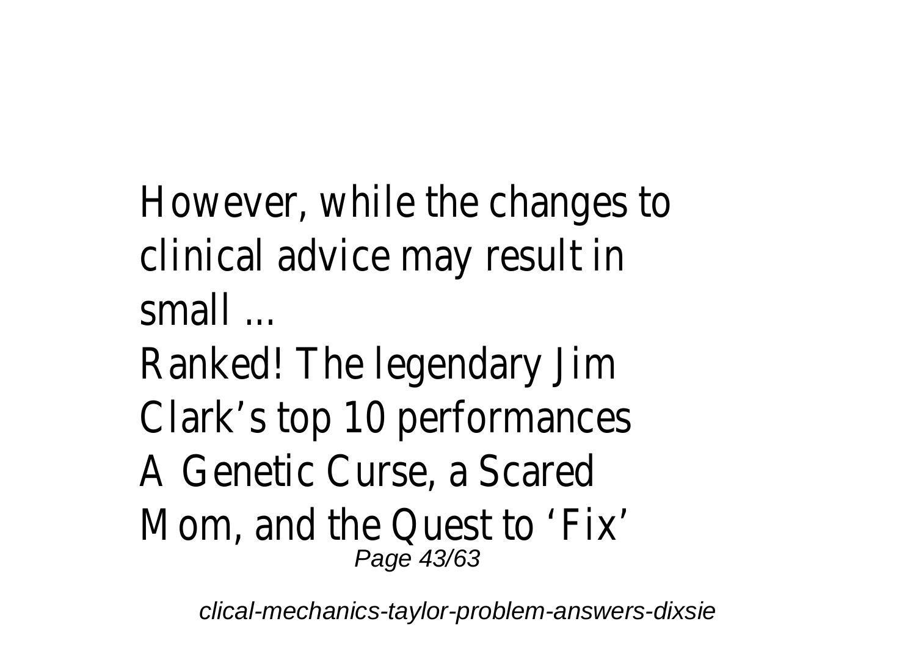However, while the changes to clinical advice may result in small ...

Ranked! The legendary Jim Clark’s top 10 performances

A Genetic Curse, a Scared Mom, and the Quest to ‘Fix’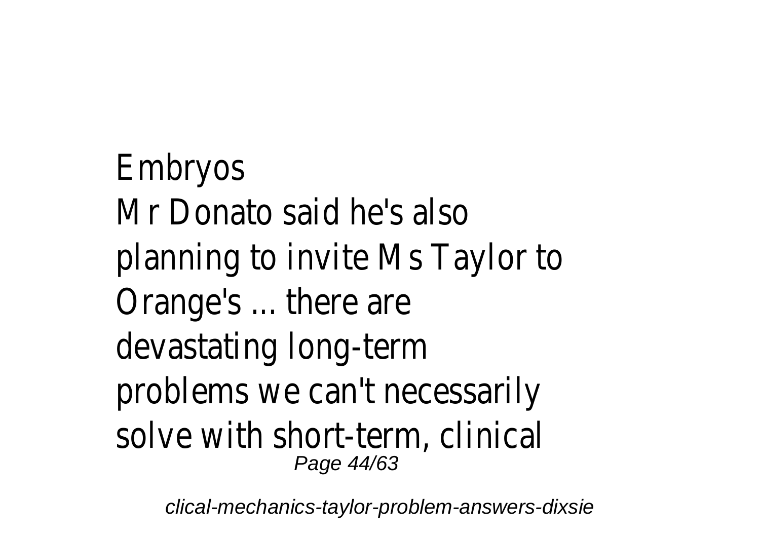Embryos

Mr Donato said he's also planning to invite Ms Taylor to Orange's ... there are devastating long-term problems we can't necessarily solve with short-term, clinical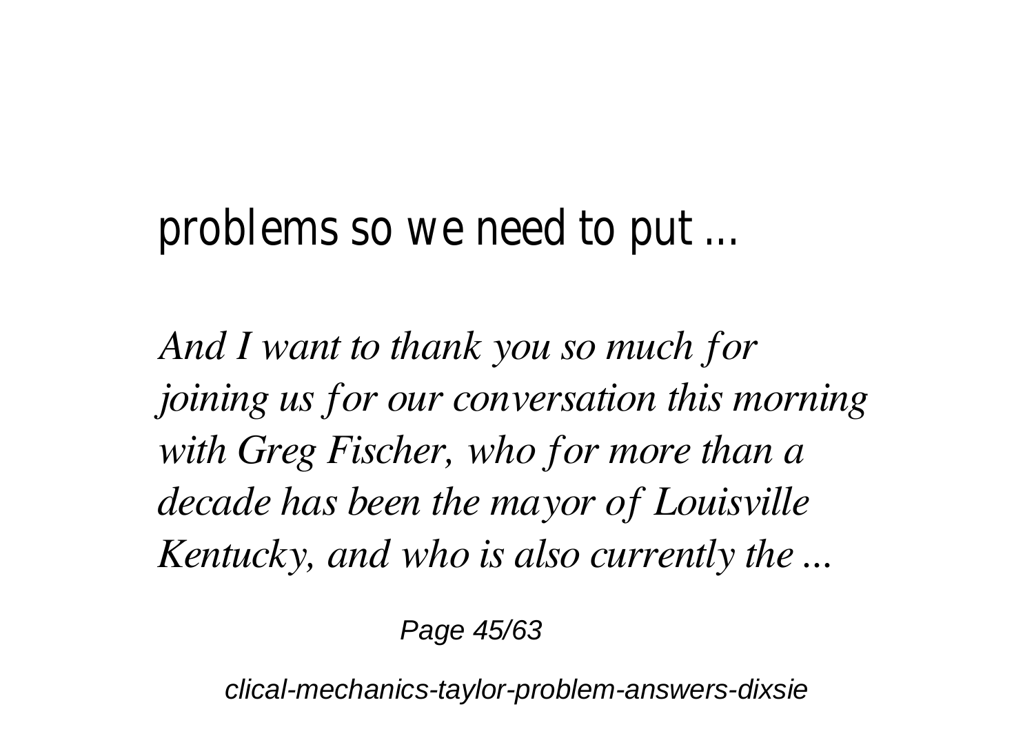problems so we need to put ...

*And I want to thank you so much for joining us for our conversation this morning with Greg Fischer, who for more than a decade has been the mayor of Louisville Kentucky, and who is also currently the ...*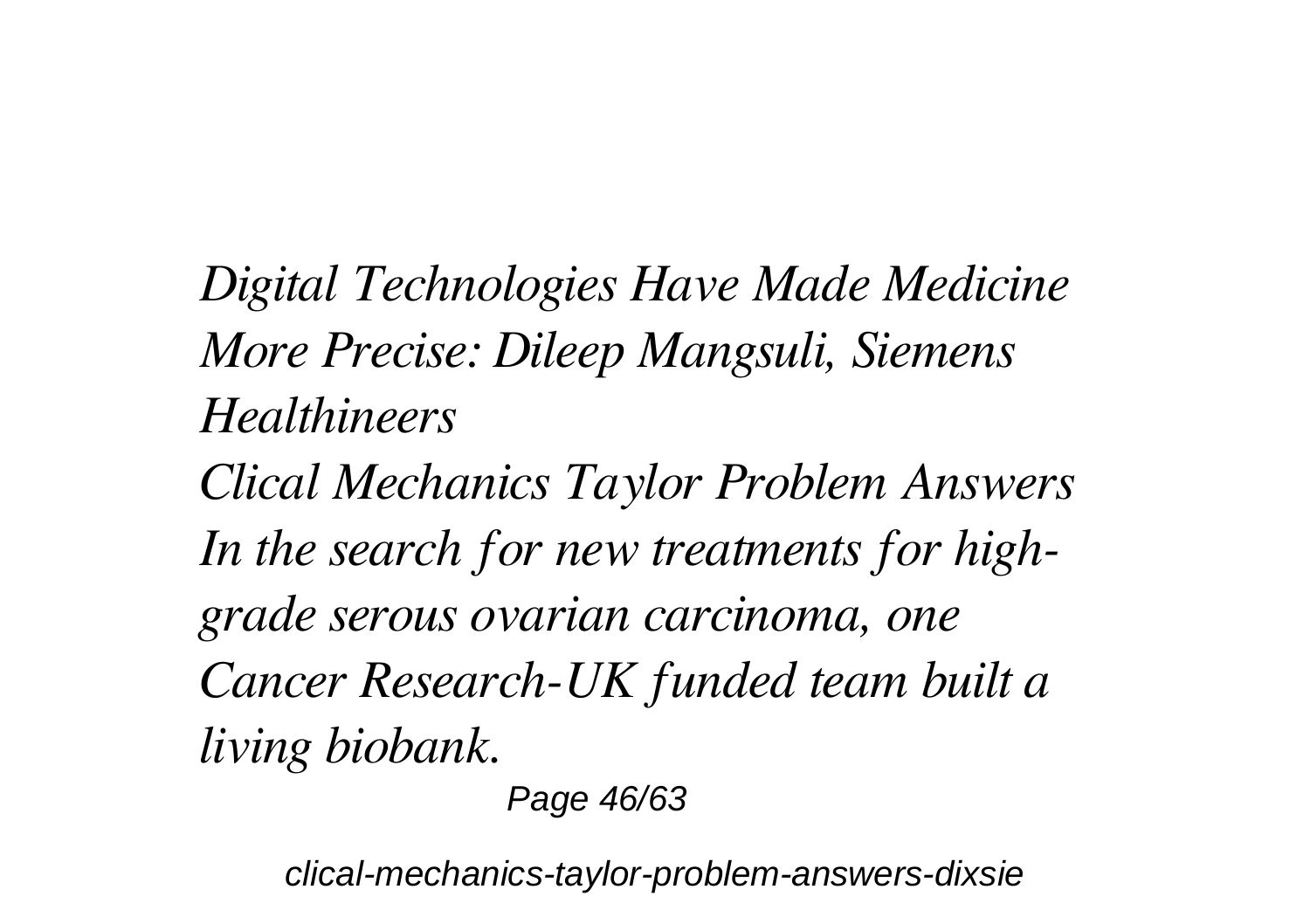*Digital Technologies Have Made Medicine More Precise: Dileep Mangsuli, Siemens Healthineers*

*Clical Mechanics Taylor Problem Answers*

*In the search for new treatments for high-grade serous ovarian carcinoma, one Cancer Research-UK funded team built a living biobank.*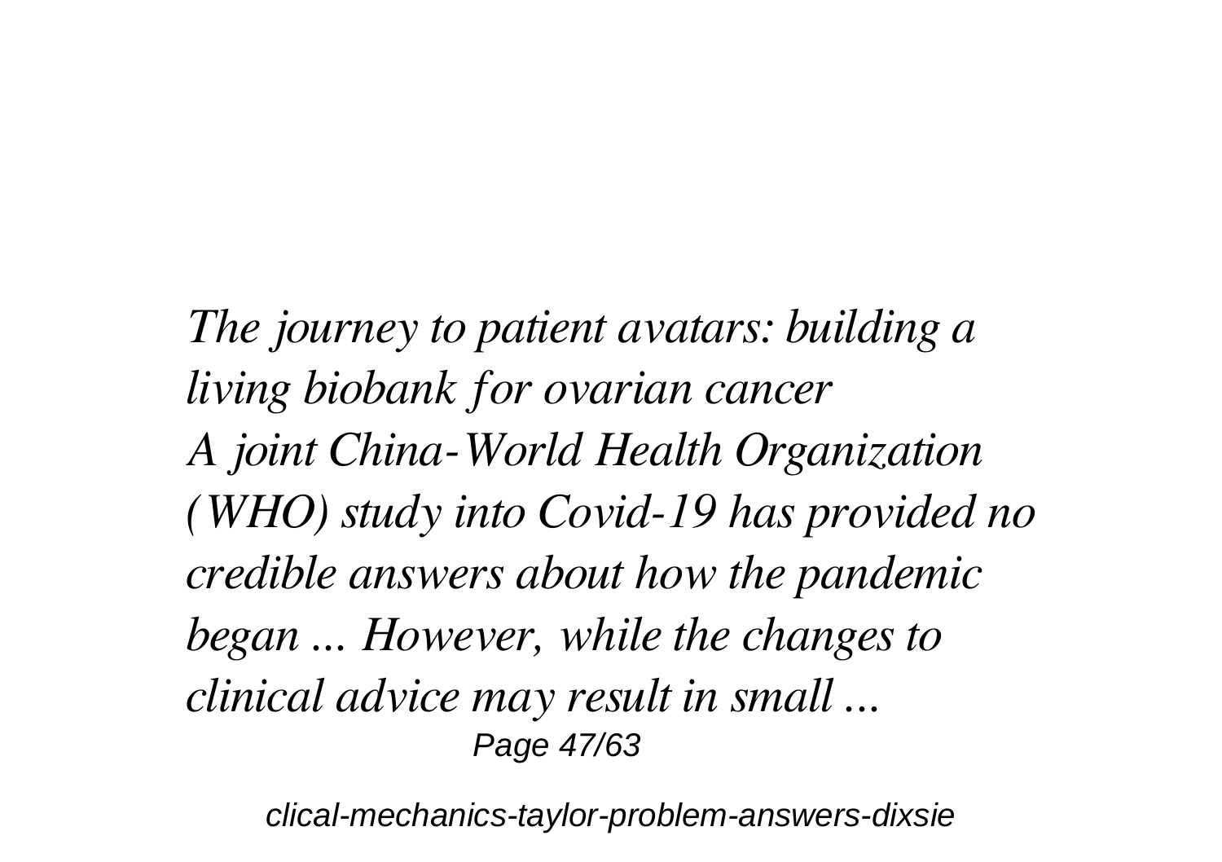*The journey to patient avatars: building a living biobank for ovarian cancer*

*A joint China-World Health Organization (WHO) study into Covid-19 has provided no credible answers about how the pandemic began ... However, while the changes to clinical advice may result in small ...*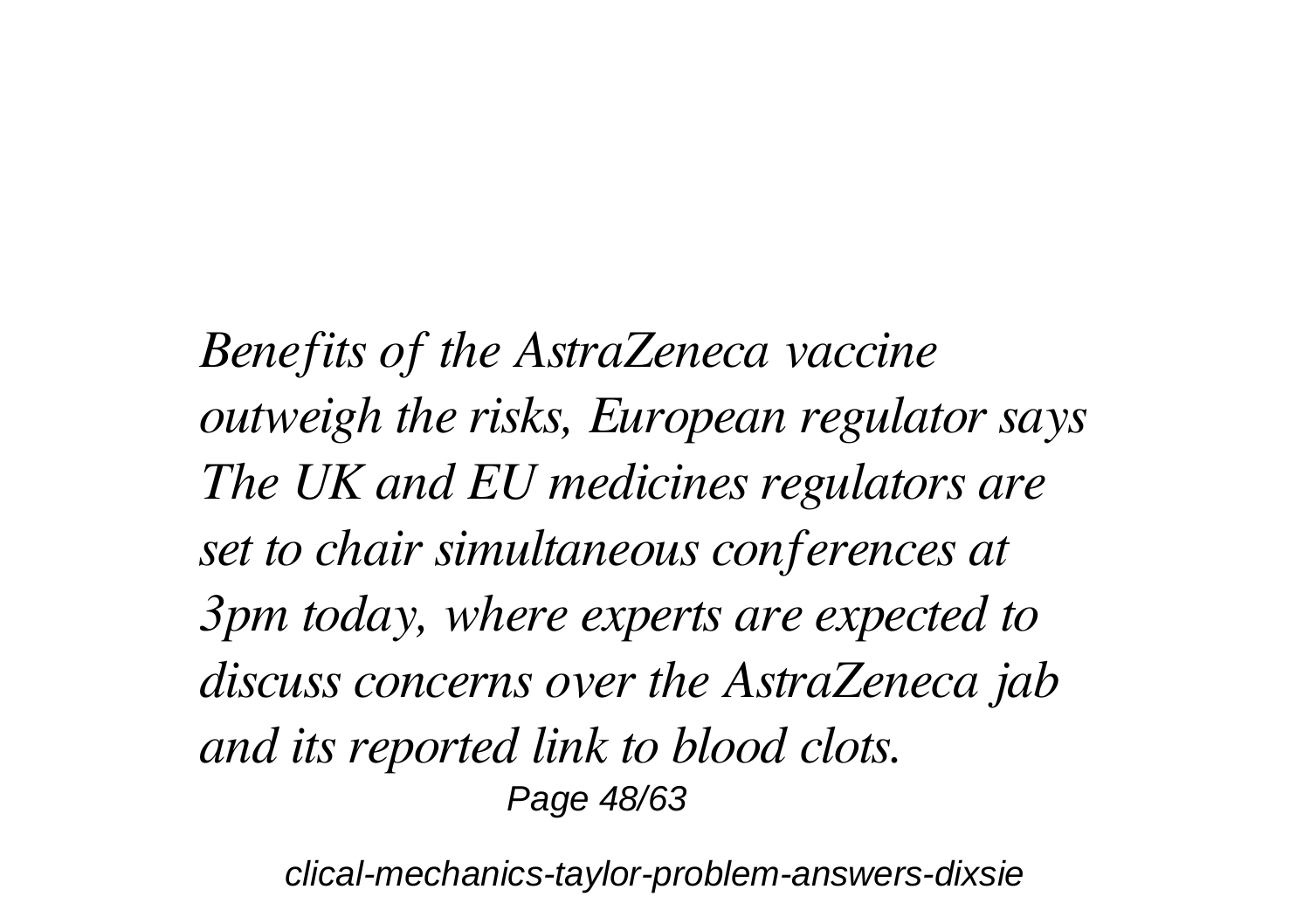*Benefits of the AstraZeneca vaccine outweigh the risks, European regulator says The UK and EU medicines regulators are set to chair simultaneous conferences at 3pm today, where experts are expected to discuss concerns over the AstraZeneca jab and its reported link to blood clots.*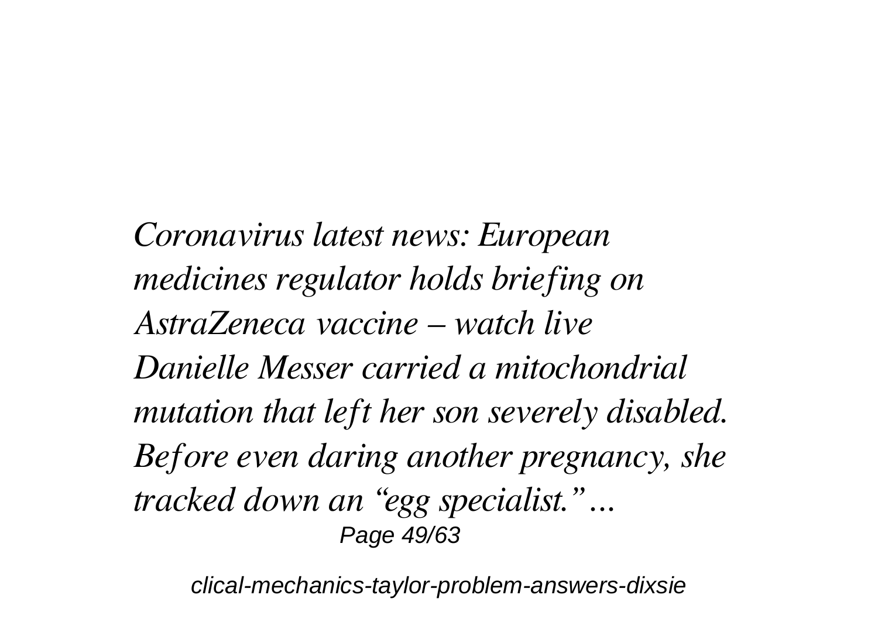*Coronavirus latest news: European medicines regulator holds briefing on AstraZeneca vaccine – watch live*

*Danielle Messer carried a mitochondrial mutation that left her son severely disabled. Before even daring another pregnancy, she tracked down an "egg specialist." ...*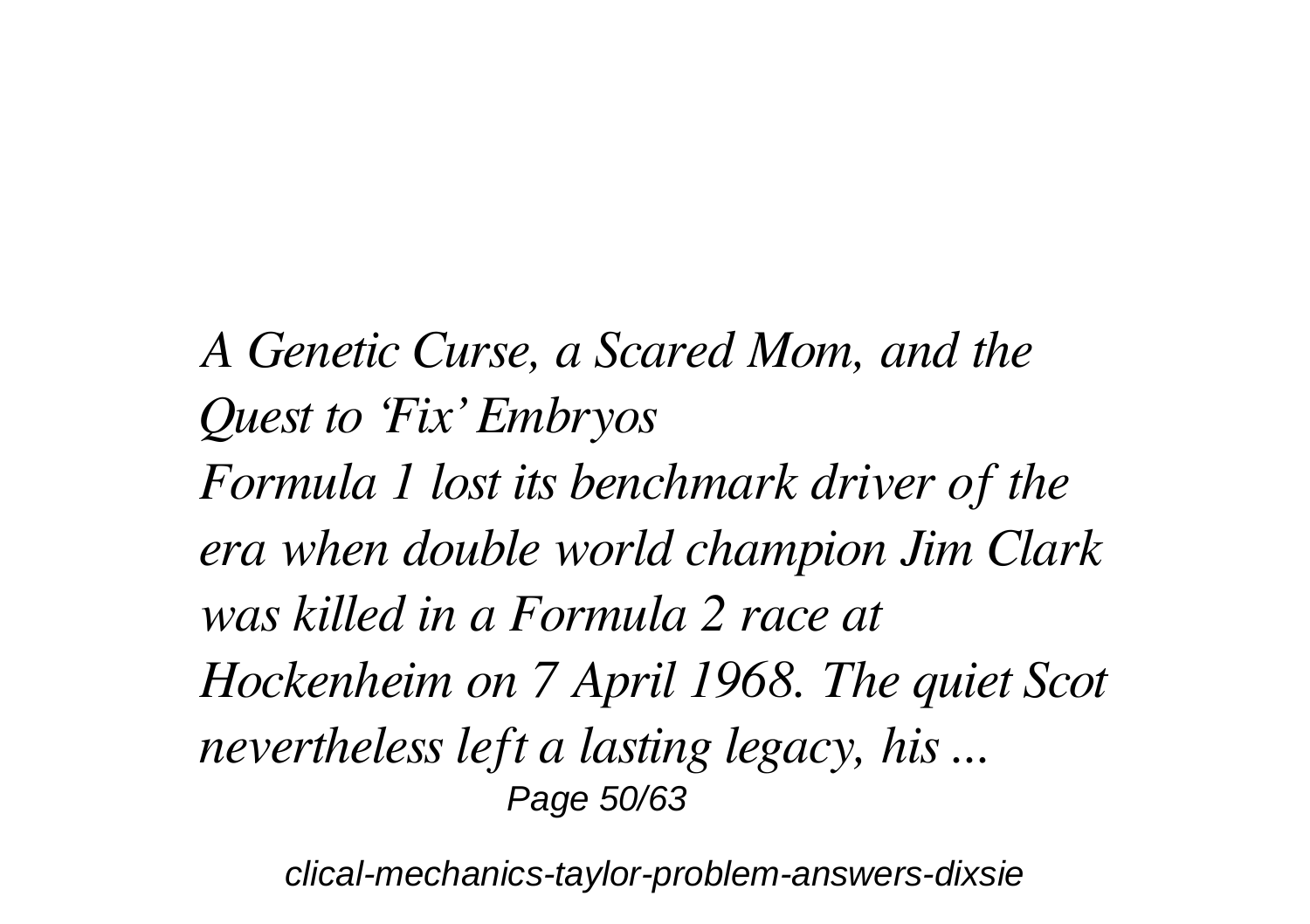*A Genetic Curse, a Scared Mom, and the Quest to 'Fix' Embryos*

*Formula 1 lost its benchmark driver of the era when double world champion Jim Clark was killed in a Formula 2 race at Hockenheim on 7 April 1968. The quiet Scot nevertheless left a lasting legacy, his ...*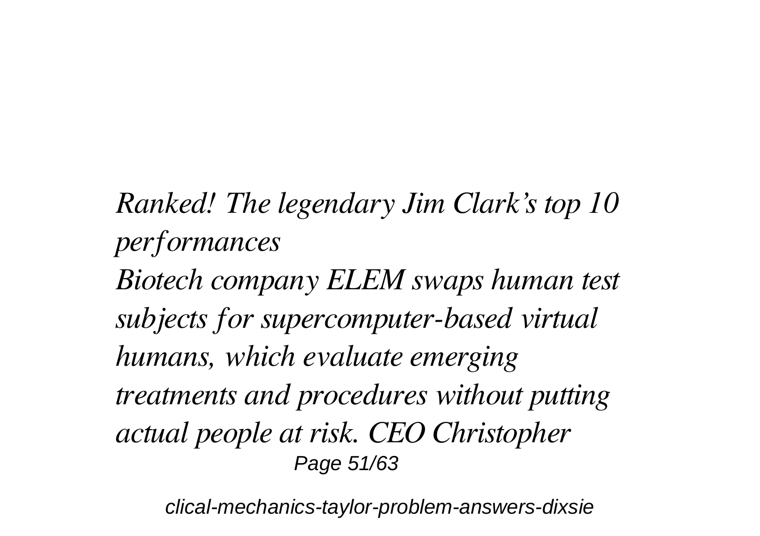*Ranked! The legendary Jim Clark's top 10 performances*

*Biotech company ELEM swaps human test subjects for supercomputer-based virtual humans, which evaluate emerging treatments and procedures without putting actual people at risk. CEO Christopher*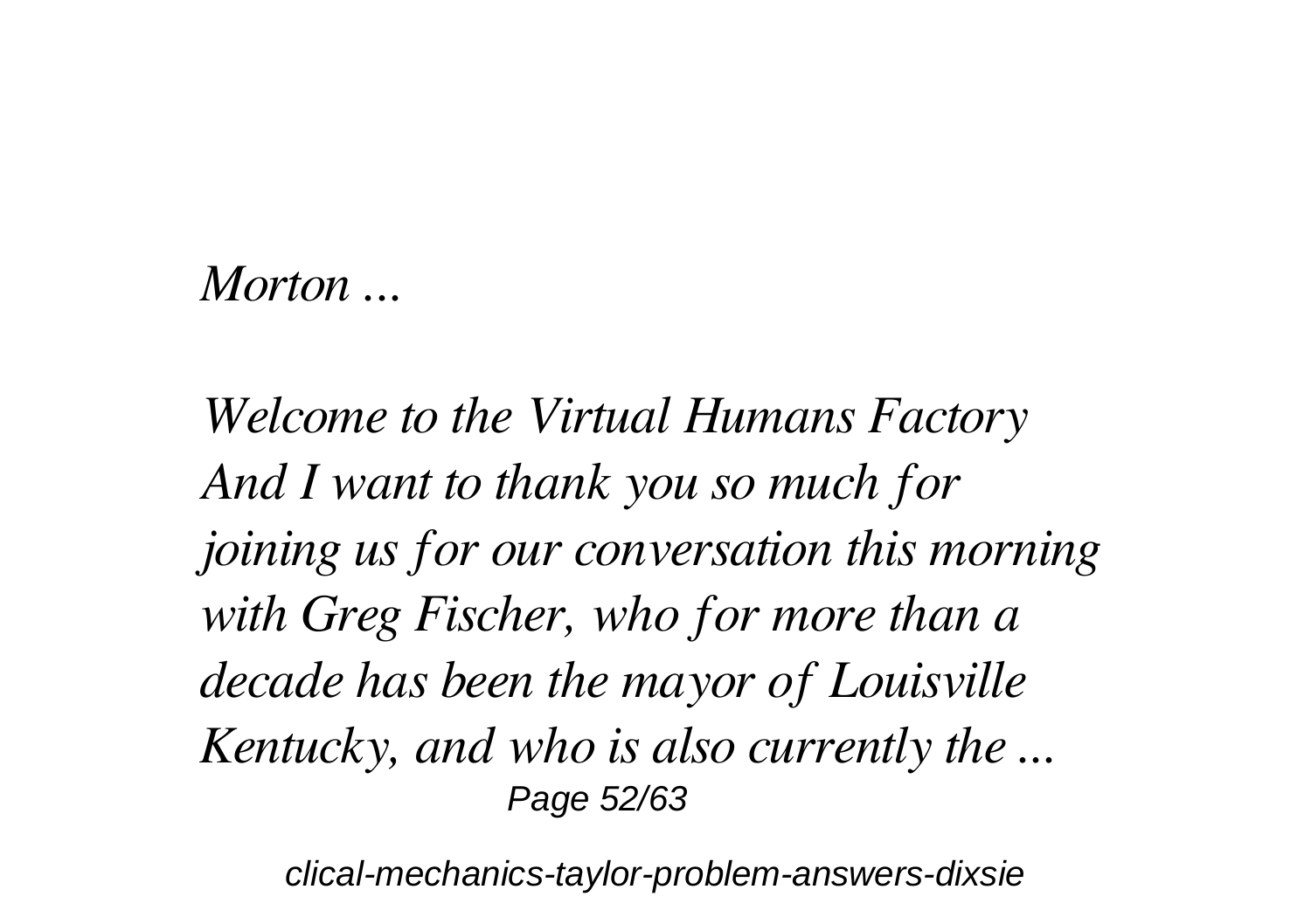*Morton ...*

*Welcome to the Virtual Humans Factory And I want to thank you so much for joining us for our conversation this morning with Greg Fischer, who for more than a decade has been the mayor of Louisville Kentucky, and who is also currently the ...*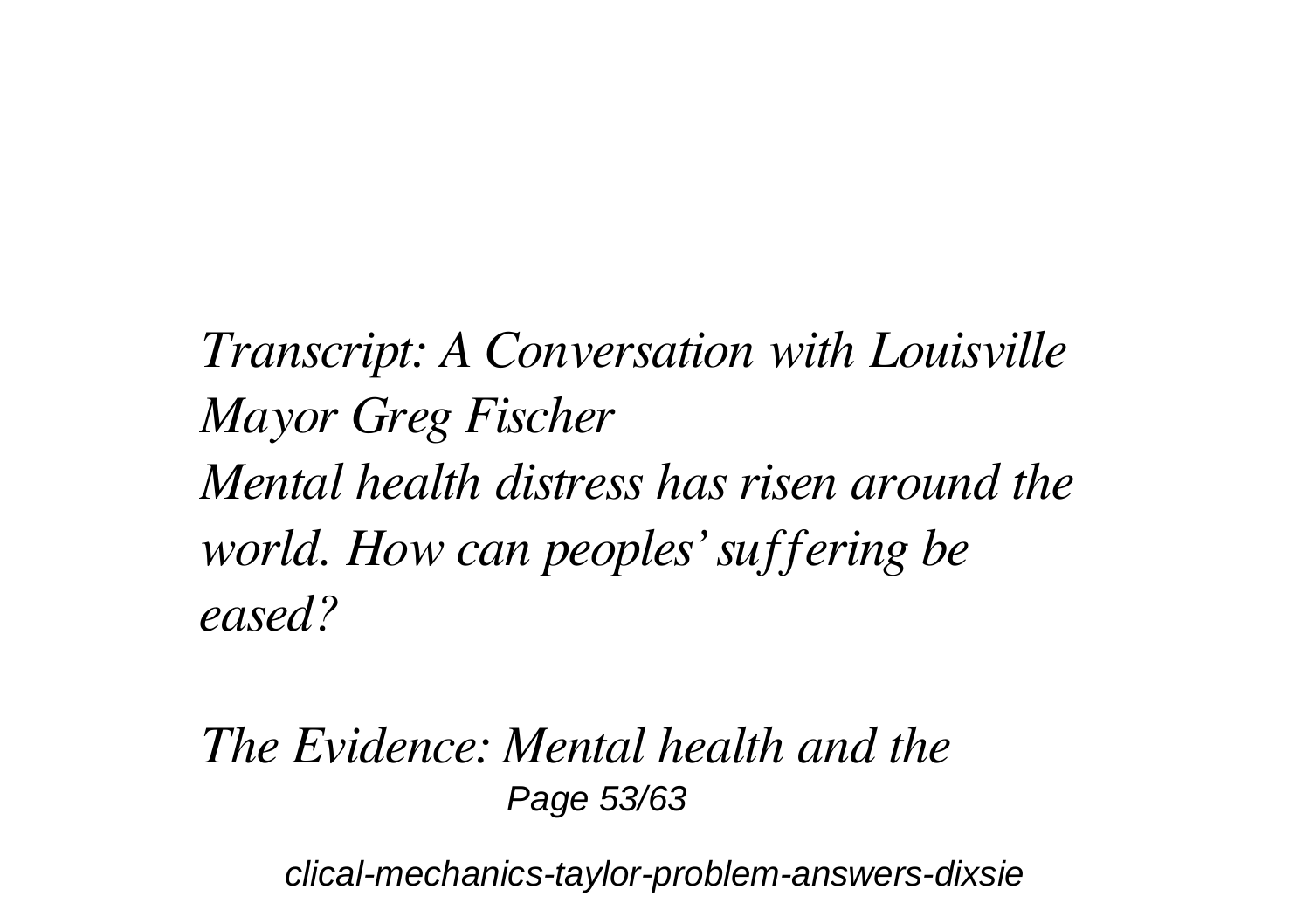*Transcript: A Conversation with Louisville Mayor Greg Fischer*
*Mental health distress has risen around the world. How can peoples' suffering be eased?*

*The Evidence: Mental health and the*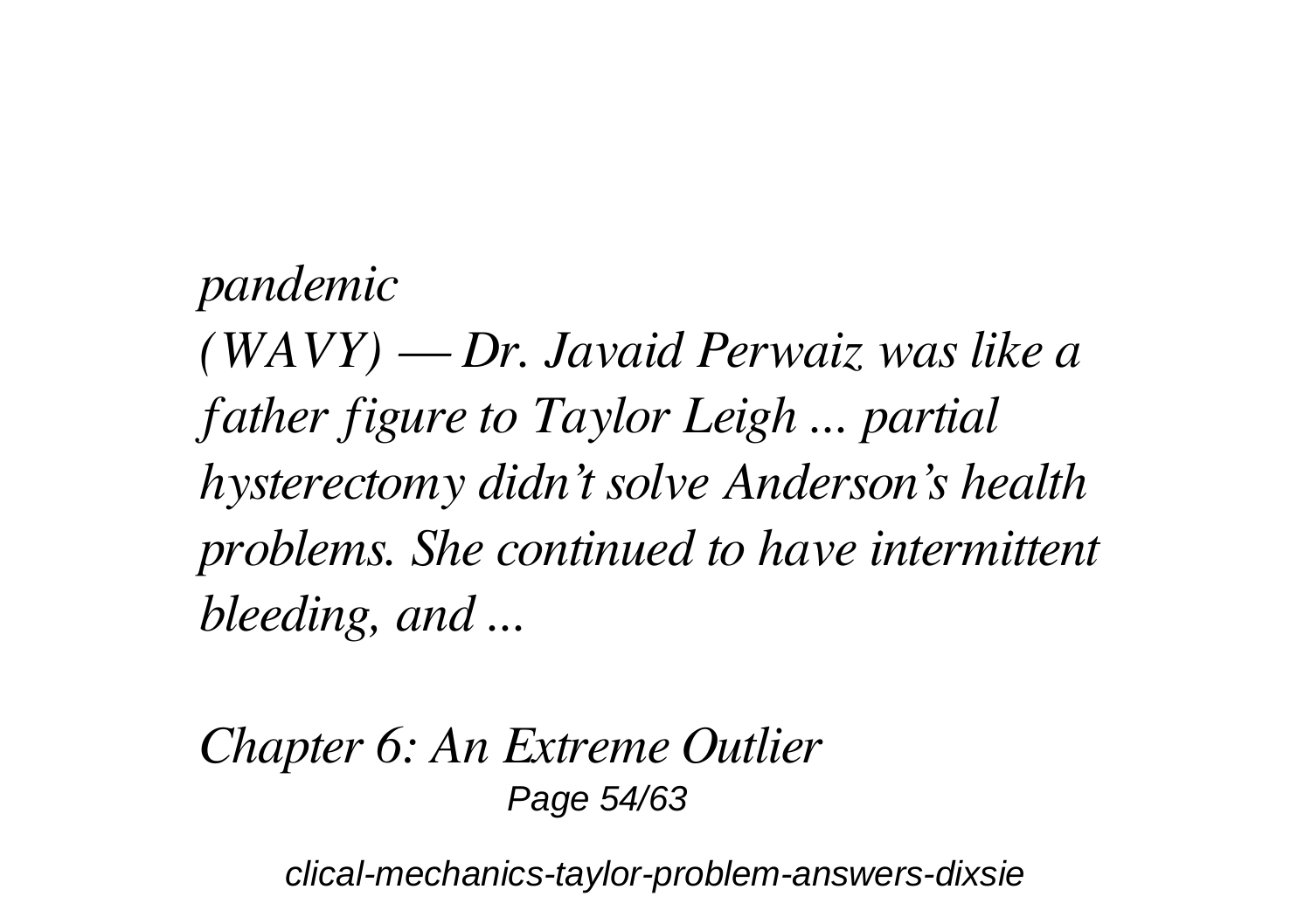*pandemic*
*(WAVY) — Dr. Javaid Perwaiz was like a father figure to Taylor Leigh ... partial hysterectomy didn't solve Anderson's health problems. She continued to have intermittent bleeding, and ...*

*Chapter 6: An Extreme Outlier*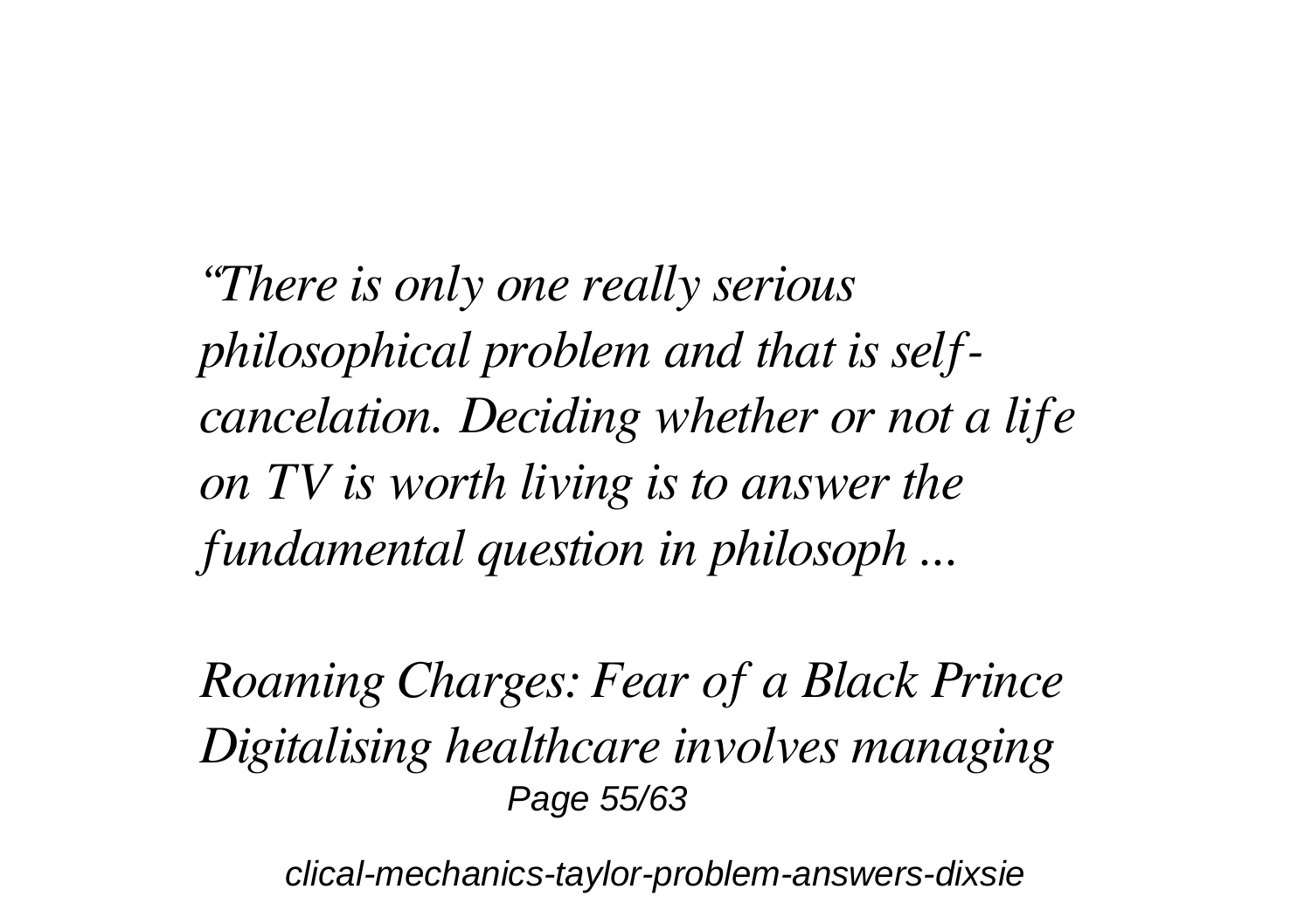*“There is only one really serious philosophical problem and that is self-cancelation. Deciding whether or not a life on TV is worth living is to answer the fundamental question in philosoph ...*

*Roaming Charges: Fear of a Black Prince*
*Digitalising healthcare involves managing*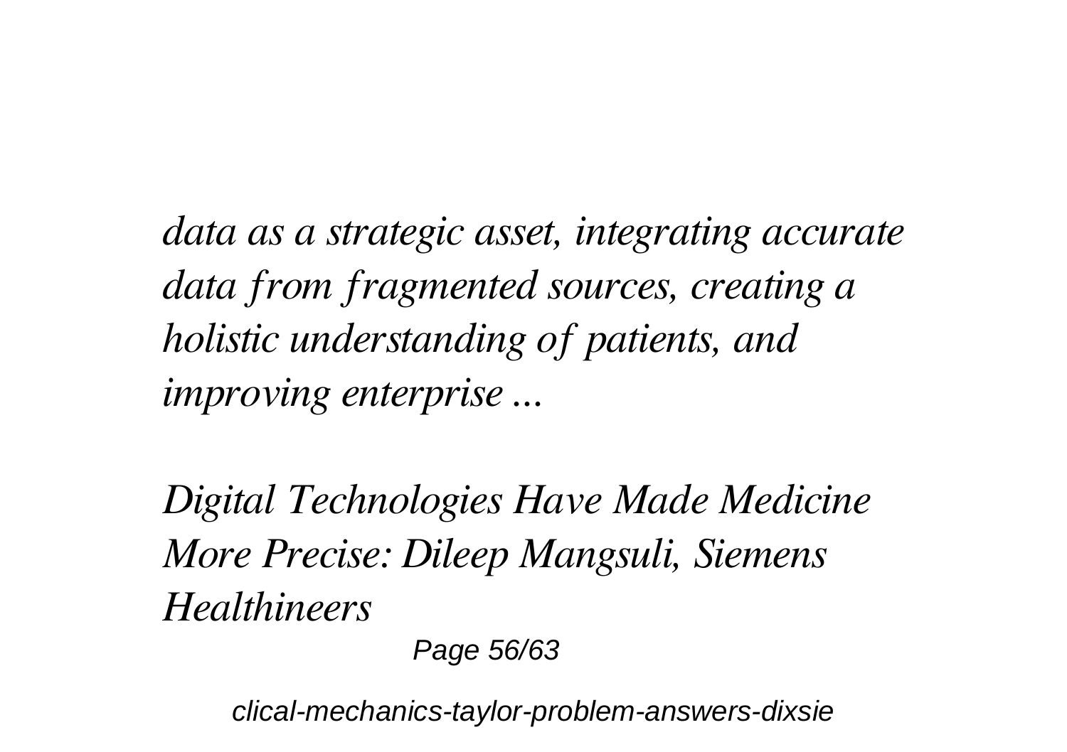*data as a strategic asset, integrating accurate data from fragmented sources, creating a holistic understanding of patients, and improving enterprise ...*

*Digital Technologies Have Made Medicine More Precise: Dileep Mangsuli, Siemens Healthineers*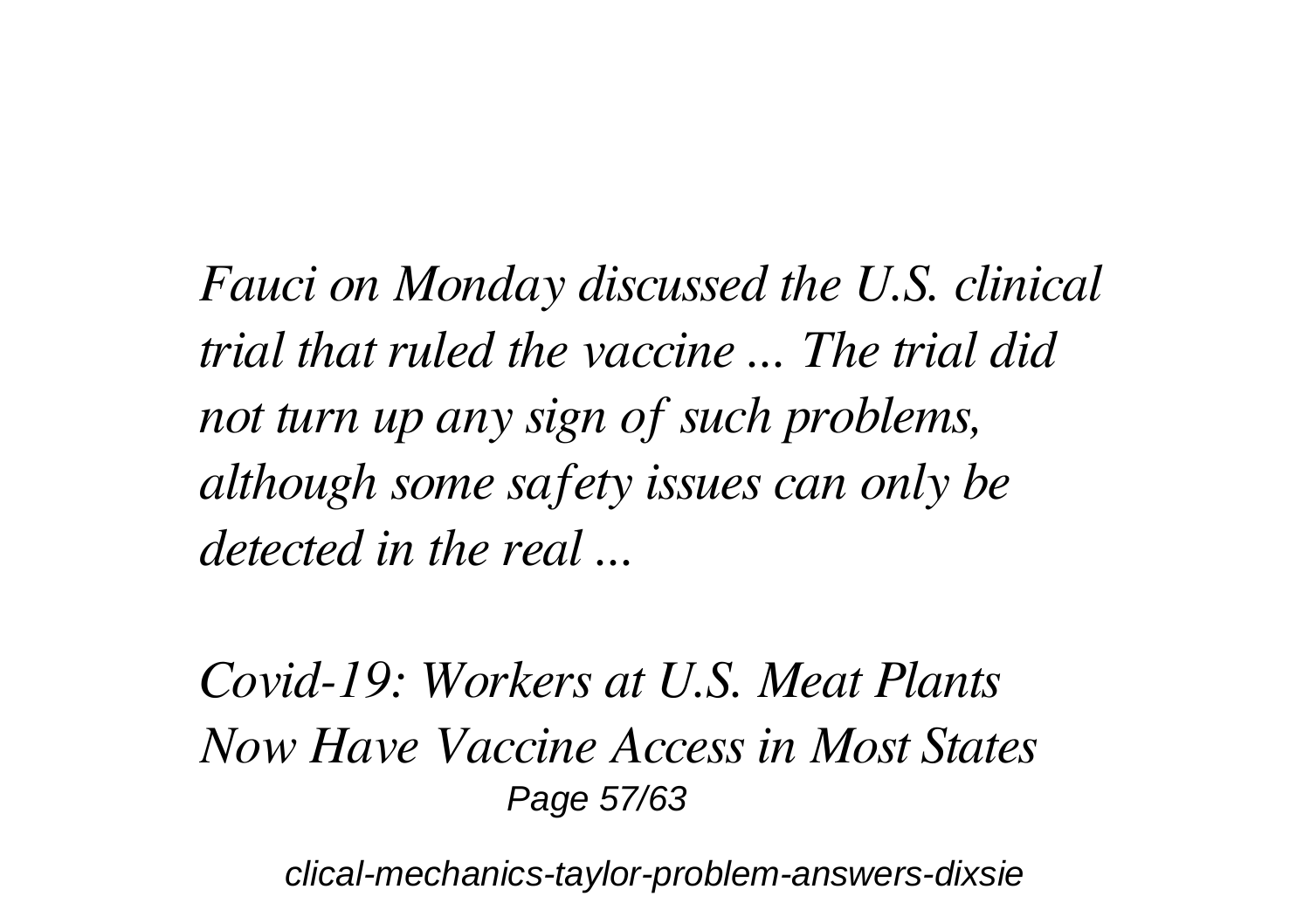*Fauci on Monday discussed the U.S. clinical trial that ruled the vaccine ... The trial did not turn up any sign of such problems, although some safety issues can only be detected in the real ...*

*Covid-19: Workers at U.S. Meat Plants Now Have Vaccine Access in Most States*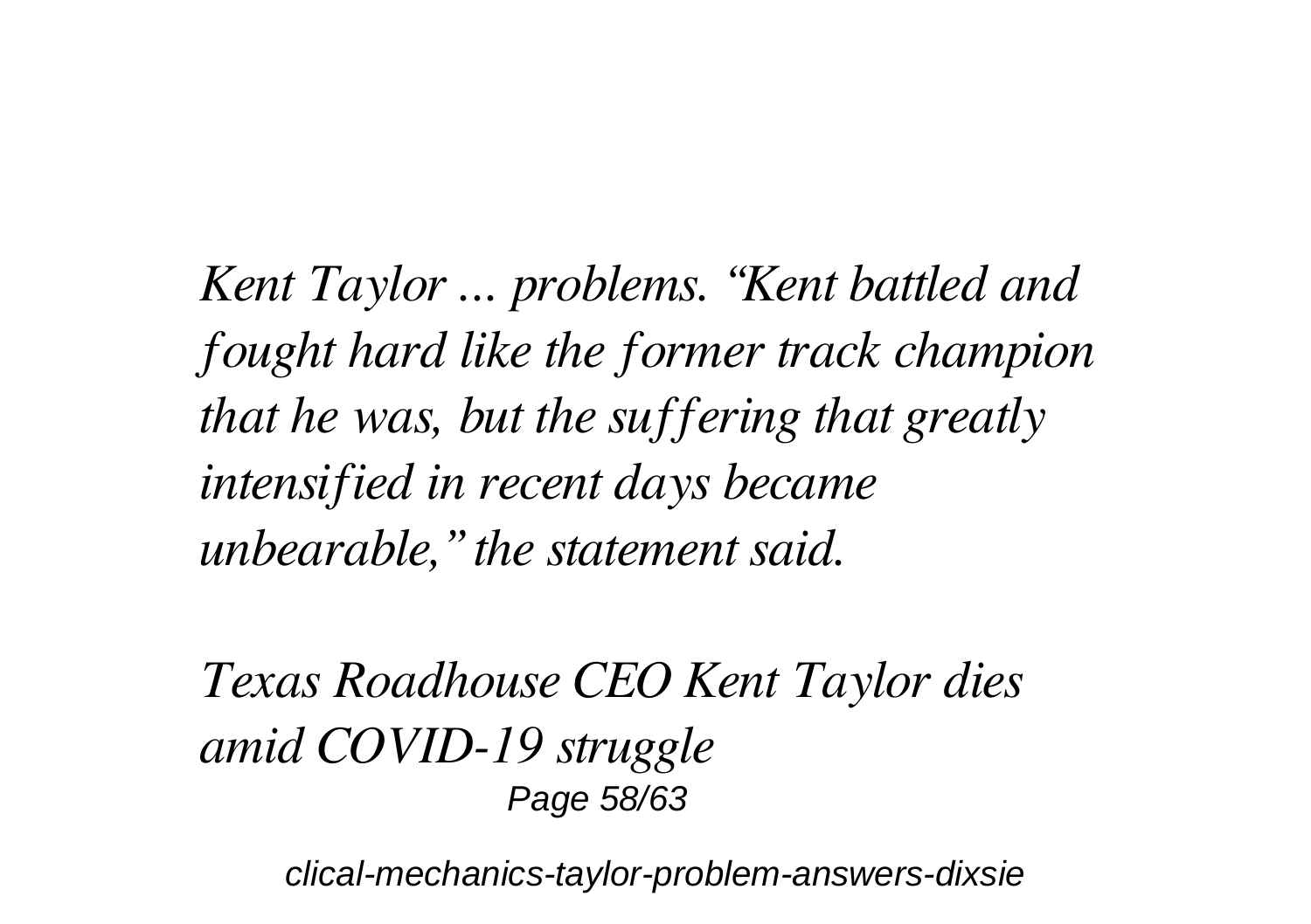*Kent Taylor ... problems. "Kent battled and fought hard like the former track champion that he was, but the suffering that greatly intensified in recent days became unbearable," the statement said.*

*Texas Roadhouse CEO Kent Taylor dies amid COVID-19 struggle*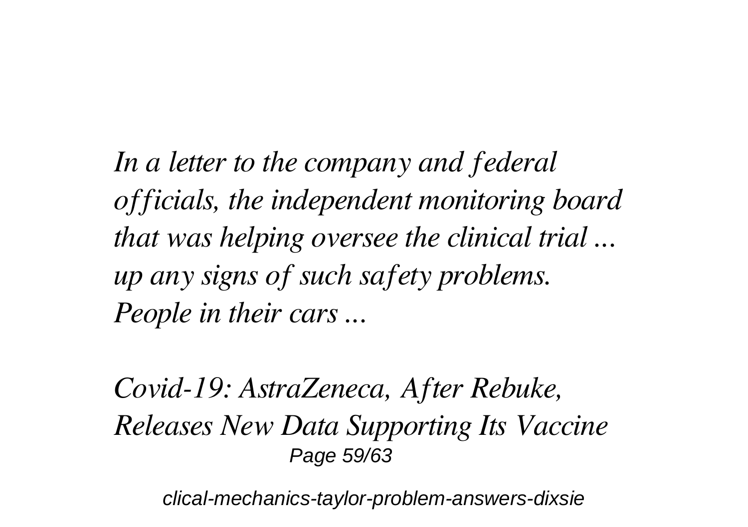*In a letter to the company and federal officials, the independent monitoring board that was helping oversee the clinical trial ... up any signs of such safety problems. People in their cars ...*

*Covid-19: AstraZeneca, After Rebuke, Releases New Data Supporting Its Vaccine*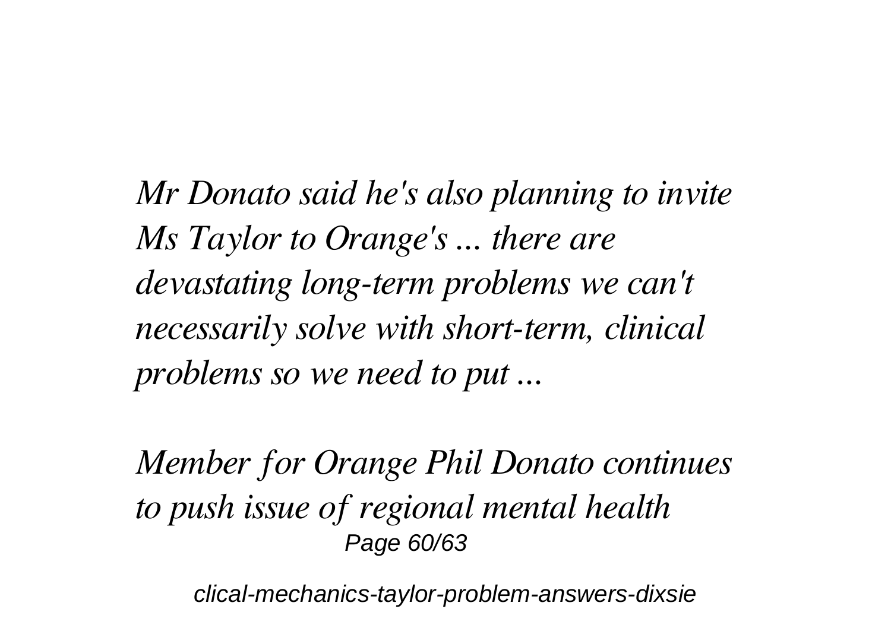*Mr Donato said he's also planning to invite Ms Taylor to Orange's ... there are devastating long-term problems we can't necessarily solve with short-term, clinical problems so we need to put ...*

*Member for Orange Phil Donato continues to push issue of regional mental health*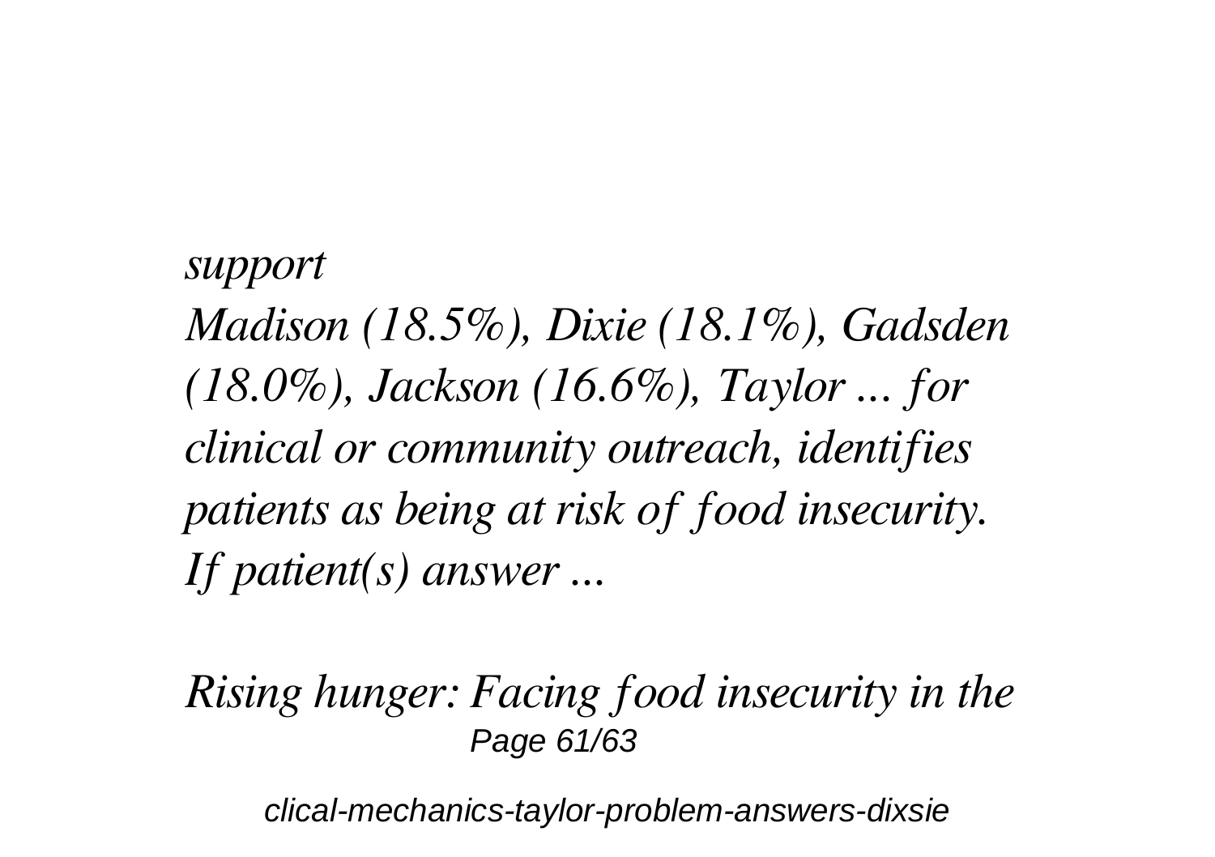*support*

*Madison (18.5%), Dixie (18.1%), Gadsden (18.0%), Jackson (16.6%), Taylor ... for clinical or community outreach, identifies patients as being at risk of food insecurity. If patient(s) answer ...*

*Rising hunger: Facing food insecurity in the*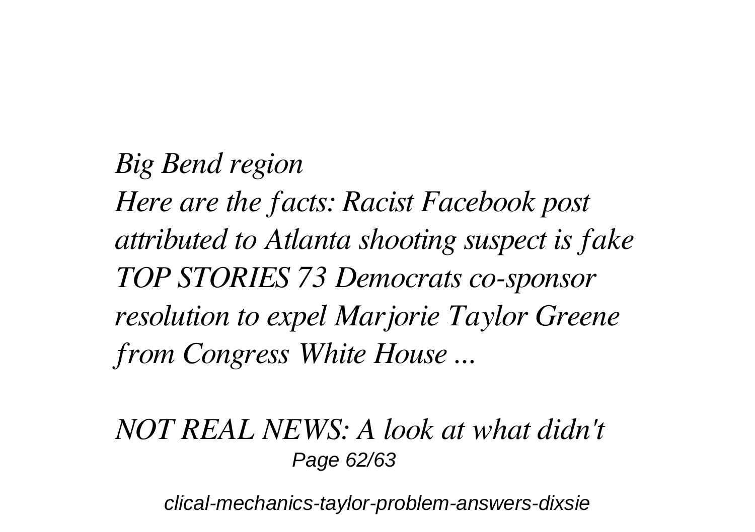*Big Bend region*

*Here are the facts: Racist Facebook post attributed to Atlanta shooting suspect is fake TOP STORIES 73 Democrats co-sponsor resolution to expel Marjorie Taylor Greene from Congress White House ...*

*NOT REAL NEWS: A look at what didn't*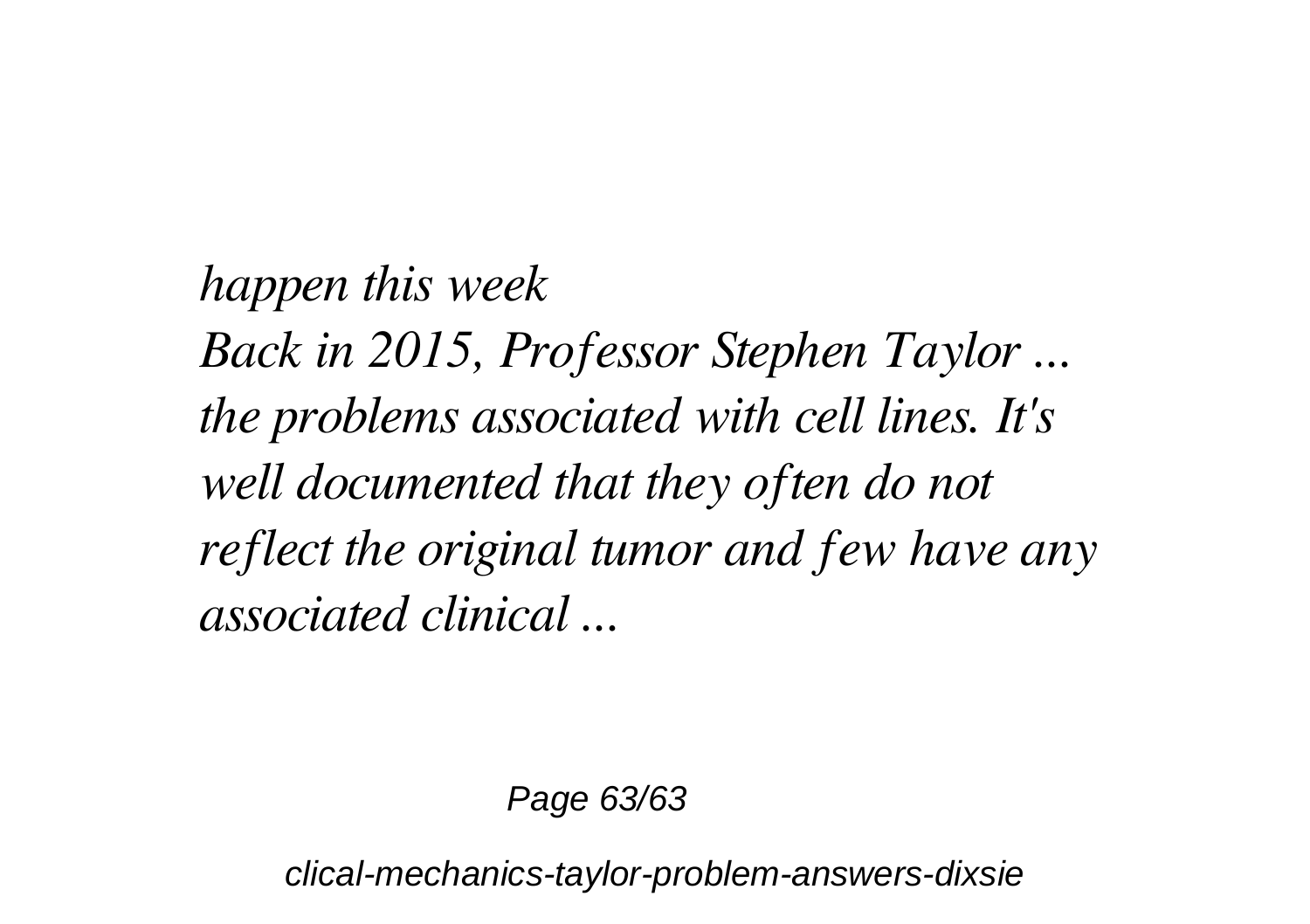*happen this week*
*Back in 2015, Professor Stephen Taylor ... the problems associated with cell lines. It's well documented that they often do not reflect the original tumor and few have any associated clinical ...*